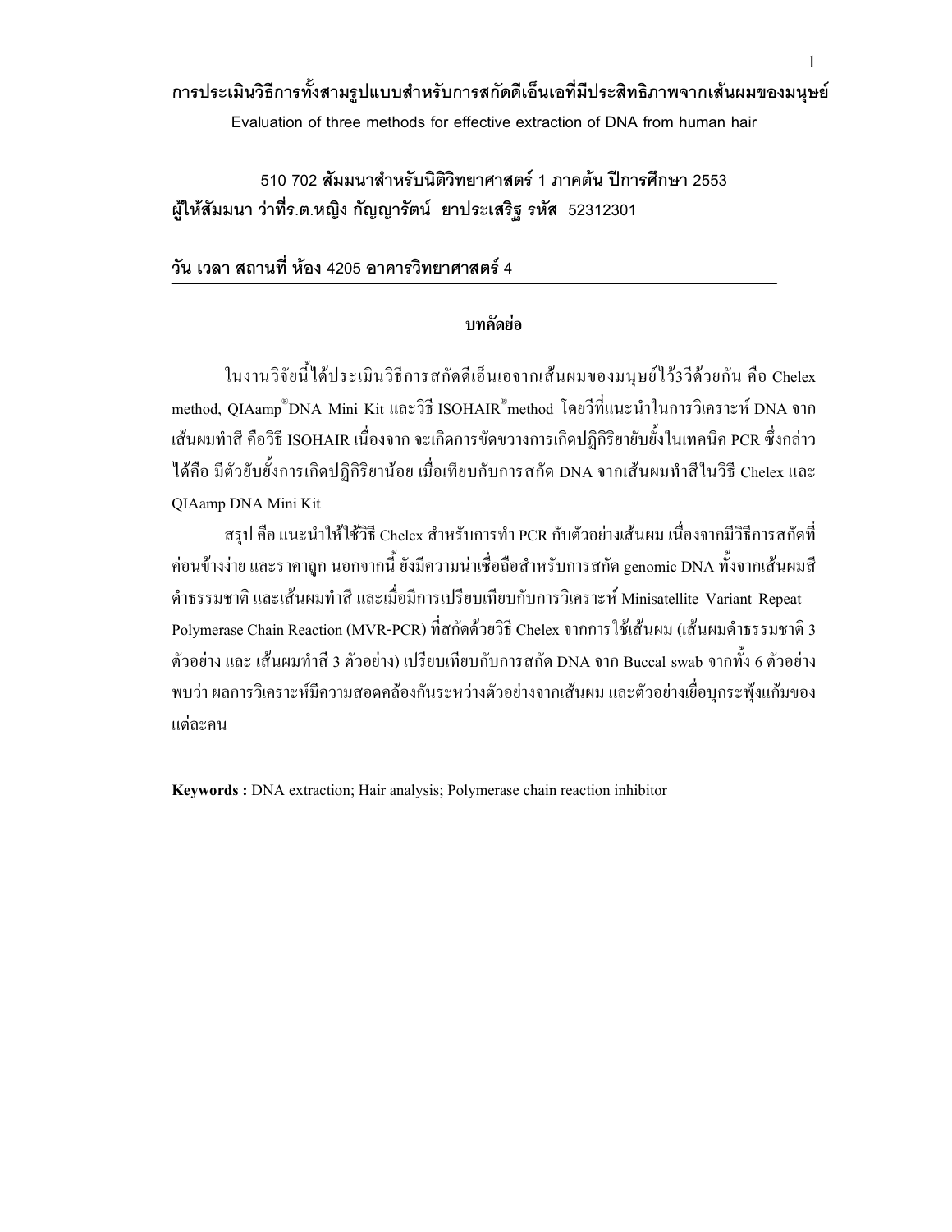# การประเมินวิธีการทั้งสามรูปแบบสำหรับการสกัดดีเอ็นเอที่มีประสิทธิภาพจากเส้นผมของมนุษย์

Evaluation of three methods for effective extraction of DNA from human hair

510 702 **สัมมนาสำหรับนิติวิทยาศาสตร์ 1 ภาคต้น ปีการศึกษา 2553**

**ผู้ให้สัมมนา ว่าที่ร.ต.หญิง กัญญารัตน์ ยาประเสริฐ รหัส** 52312301

**วัน เวลา สถานที่ ห้อง** 4205 **อาคารวิทยาศาสตร์** 4

## บทคัดย่อ

ในงานวิจัยนี้ได้ประเมินวิธีการสกัดดีเอ็นเอจากเส้นผมของมนุษย์ไว้3วิธีด้วยกัน คือ Chelex method, QIAamp®DNA Mini Kit และวิธี ISOHAIR®method โดยวิธีที่แนะนำในการวิเคราะห์ DNA จากเส้นผมทำสี คือวิธี ISOHAIR เนื่องจาก จะเกิดการขัดขวางการเกิดปฏิกิริยายับยั้งในเทคนิค PCR ซึ่งกล่าวได้คือ มีตัวยับยั้งการเกิดปฏิกิริยาน้อย เมื่อเทียบกับการสกัด DNA จากเส้นผมทำสีในวิธี Chelex และ QIAamp DNA Mini Kit

สรุป คือ แนะนำให้ใช้วิธี Chelex สำหรับการทำ PCR กับตัวอย่างเส้นผม เนื่องจากมีวิธีการสกัดที่ค่อนข้างง่าย และราคาถูก นอกจากนี้ ยังมีความน่าเชื่อถือสำหรับการสกัด genomic DNA ทั้งจากเส้นผมสีดำธรรมชาติ และเส้นผมทำสี และเมื่อมีการเปรียบเทียบกับการวิเคราะห์ Minisatellite Variant Repeat – Polymerase Chain Reaction (MVR-PCR) ที่สกัดด้วยวิธี Chelex จากการใช้เส้นผม (เส้นผมดำธรรมชาติ 3 ตัวอย่าง และ เส้นผมทำสี 3 ตัวอย่าง) เปรียบเทียบกับการสกัด DNA จาก Buccal swab จากทั้ง 6 ตัวอย่าง พบว่า ผลการวิเคราะห์มีความสอดคล้องกันระหว่างตัวอย่างจากเส้นผม และตัวอย่างเยื่อบุกระพุ้งแก้มของแต่ละคน

**Keywords :** DNA extraction; Hair analysis; Polymerase chain reaction inhibitor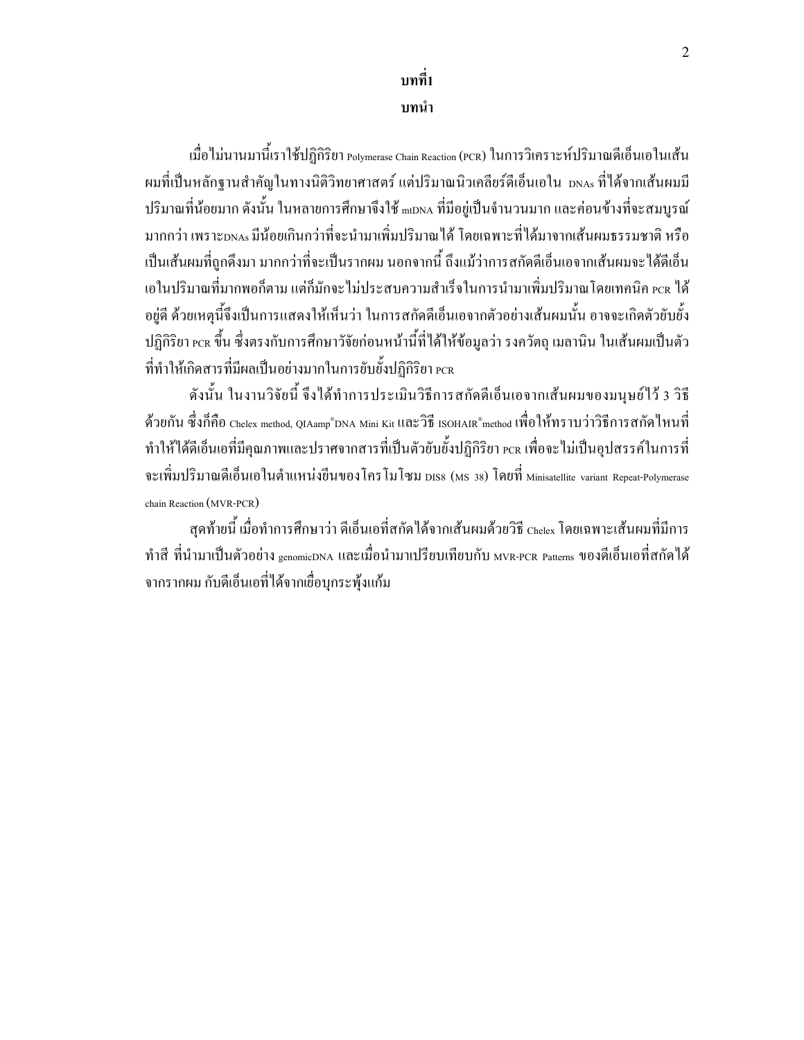# บทที่1

## บทนำ

เมื่อไม่นานมานี้เราใช้ปฏิกิริยา Polymerase Chain Reaction (PCR) ในการวิเคราะห์ปริมาณดีเอ็นเอในเส้นผมที่เป็นหลักฐานสำคัญในทางนิติวิทยาศาสตร์ แต่ปริมาณนิวเคลียร์ดีเอ็นเอใน DNAs ที่ได้จากเส้นผมมีปริมาณที่น้อยมาก ดังนั้น ในหลายการศึกษาจึงใช้ mtDNA ที่มีอยู่เป็นจำนวนมาก และค่อนข้างที่จะสมบูรณ์มากกว่า เพราะDNAs มีน้อยเกินกว่าที่จะนำมาเพิ่มปริมาณได้ โดยเฉพาะที่ได้มาจากเส้นผมธรรมชาติ หรือเป็นเส้นผมที่ถูกดึงมา มากกว่าที่จะเป็นรากผม นอกจากนี้ ถึงแม้ว่าการสกัดดีเอ็นเอจากเส้นผมจะได้ดีเอ็นเอในปริมาณที่มากพอก็ตาม แต่ก็มักจะไม่ประสบความสำเร็จในการนำมาเพิ่มปริมาณโดยเทคนิค PCR ได้อยู่ดี ด้วยเหตุนี้จึงเป็นการแสดงให้เห็นว่า ในการสกัดดีเอ็นเอจากตัวอย่างเส้นผมนั้น อาจจะเกิดตัวยับยั้งปฏิกิริยา PCR ขึ้น ซึ่งตรงกับการศึกษาวิจัยก่อนหน้านี้ที่ได้ให้ข้อมูลว่า รงควัตถุ เมลานิน ในเส้นผมเป็นตัวที่ทำให้เกิดสารที่มีผลเป็นอย่างมากในการยับยั้งปฏิกิริยา PCR

ดังนั้น ในงานวิจัยนี้ จึงได้ทำการประเมินวิธีการสกัดดีเอ็นเอจากเส้นผมของมนุษย์ไว้ 3 วิธีด้วยกัน ซึ่งก็คือ Chelex method, QIAamp®DNA Mini Kit และวิธี ISOHAIR®method เพื่อให้ทราบว่าวิธีการสกัดไหนที่ทำให้ได้ดีเอ็นเอที่มีคุณภาพและปราศจากสารที่เป็นตัวยับยั้งปฏิกิริยา PCR เพื่อจะไม่เป็นอุปสรรค์ในการที่จะเพิ่มปริมาณดีเอ็นเอในตำแหน่งยีนของโครโมโซม D1S8 (MS 38) โดยที่ Minisatellite variant Repeat-Polymerase chain Reaction (MVR-PCR)

สุดท้ายนี้ เมื่อทำการศึกษาว่า ดีเอ็นเอที่สกัดได้จากเส้นผมด้วยวิธี Chelex โดยเฉพาะเส้นผมที่มีการทำสี ที่นำมาเป็นตัวอย่าง genomicDNA และเมื่อนำมาเปรียบเทียบกับ MVR-PCR Patterns ของดีเอ็นเอที่สกัดได้จากรากผม กับดีเอ็นเอที่ได้จากเยื่อบุกระพุ้งแก้ม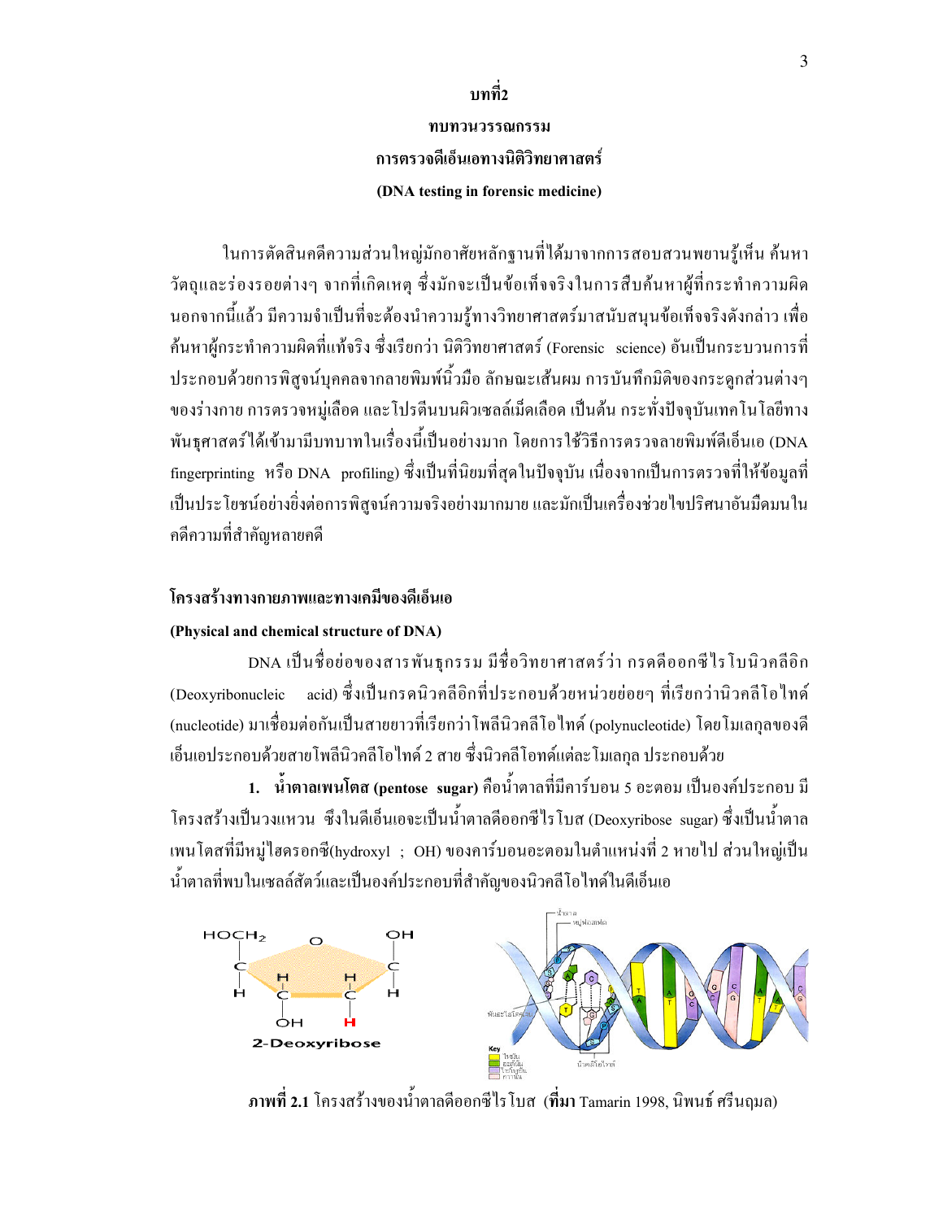# บทที่2

## ทบทวนวรรณกรรม

## การตรวจดีเอ็นเอทางนิติวิทยาศาสตร์

## (DNA testing in forensic medicine)

ในการตัดสินคดีความส่วนใหญ่มักอาศัยหลักฐานที่ได้มาจากการสอบสวนพยานรู้เห็น ค้นหาวัตถุและร่องรอยต่างๆ จากที่เกิดเหตุ ซึ่งมักจะเป็นข้อเท็จจริงในการสืบค้นหาผู้ที่กระทำความผิด นอกจากนี้แล้ว มีความจำเป็นที่จะต้องนำความรู้ทางวิทยาศาสตร์มาสนับสนุนข้อเท็จจริงดังกล่าว เพื่อค้นหาผู้กระทำความผิดที่แท้จริง ซึ่งเรียกว่า นิติวิทยาศาสตร์ (Forensic science) อันเป็นกระบวนการที่ประกอบด้วยการพิสูจน์บุคคลจากลายพิมพ์นิ้วมือ ลักษณะเส้นผม การบันทึกมิติของกระดูกส่วนต่างๆ ของร่างกาย การตรวจหมู่เลือด และโปรตีนบนผิวเซลล์เม็ดเลือด เป็นต้น กระทั่งปัจจุบันเทคโนโลยีทางพันธุศาสตร์ได้เข้ามามีบทบาทในเรื่องนี้เป็นอย่างมาก โดยการใช้วิธีการตรวจลายพิมพ์ดีเอ็นเอ (DNA fingerprinting หรือ DNA profiling) ซึ่งเป็นที่นิยมที่สุดในปัจจุบัน เนื่องจากเป็นการตรวจที่ให้ข้อมูลที่เป็นประโยชน์อย่างยิ่งต่อการพิสูจน์ความจริงอย่างมากมาย และมักเป็นเครื่องช่วยไขปริศนาอันมืดมนในคดีความที่สำคัญหลายคดี

### โครงสร้างทางกายภาพและทางเคมีของดีเอ็นเอ

### (Physical and chemical structure of DNA)

DNA เป็นชื่อย่อของสารพันธุกรรม มีชื่อวิทยาศาสตร์ว่า กรดดีออกซีไรโบนิวคลีอิก (Deoxyribonucleic acid) ซึ่งเป็นกรดนิวคลีอิกที่ประกอบด้วยหน่วยย่อยๆ ที่เรียกว่านิวคลีโอไทด์ (nucleotide) มาเชื่อมต่อกันเป็นสายยาวที่เรียกว่าโพลีนิวคลีโอไทด์ (polynucleotide) โดยโมเลกุลของดีเอ็นเอประกอบด้วยสายโพลีนิวคลีโอไทด์ 2 สาย ซึ่งนิวคลีโอทด์แต่ละโมเลกุล ประกอบด้วย

1. **น้ำตาลเพนโตส (pentose sugar)** คือน้ำตาลที่มีคาร์บอน 5 อะตอม เป็นองค์ประกอบ มีโครงสร้างเป็นวงแหวน ซึ่งในดีเอ็นเอจะเป็นน้ำตาลดีออกซีไรโบส (Deoxyribose sugar) ซึ่งเป็นน้ำตาลเพนโตสที่มีหมู่ไฮดรอกซี(hydroxyl ; OH) ของคาร์บอนอะตอมในตำแหน่งที่ 2 หายไป ส่วนใหญ่เป็นน้ำตาลที่พบในเซลล์สัตว์และเป็นองค์ประกอบที่สำคัญของนิวคลีโอไทด์ในดีเอ็นเอ

**ภาพที่ 2.1** โครงสร้างของน้ำตาลดีออกซีไรโบส (**ที่มา** Tamarin 1998, นิพนธ์ ศรีนฤมล)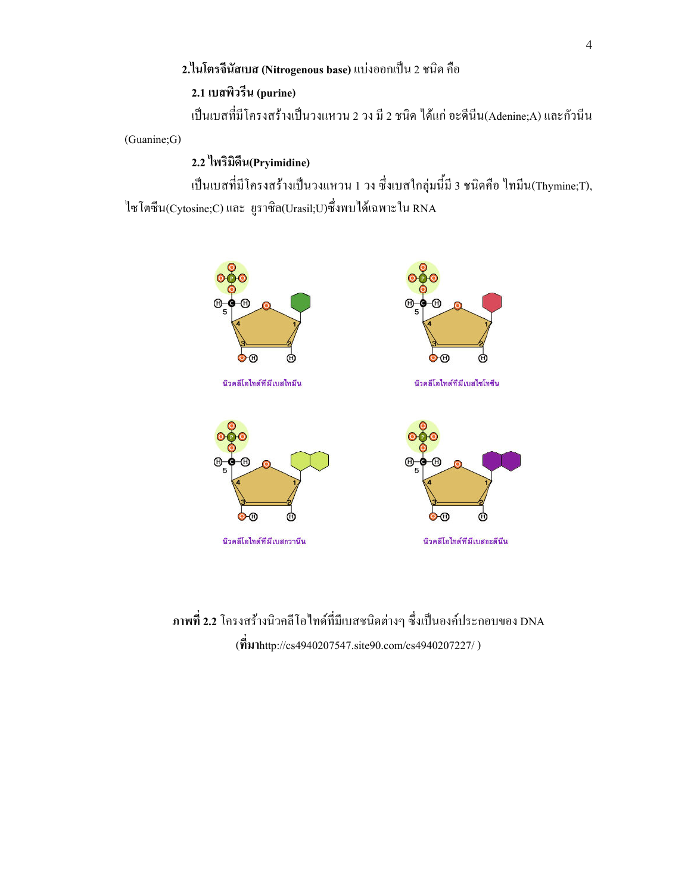**2.ไนโตรจีนัสเบส (Nitrogenous base)** แบ่งออกเป็น 2 ชนิด คือ

**2.1 เบสพิวรีน (purine)**

เป็นเบสที่มีโครงสร้างเป็นวงแหวน 2 วง มี 2 ชนิด ได้แก่ อะดีนีน(Adenine;A) และกัวนีน (Guanine;G)

**2.2 ไพริมิดีน(Pryimidine)**

เป็นเบสที่มีโครงสร้างเป็นวงแหวน 1 วง ซึ่งเบสในกลุ่มนี้มี 3 ชนิดคือ ไทมีน(Thymine;T), ไซโตซีน(Cytosine;C) และ ยูราซิล(Urasil;U)ซึ่งพบได้เฉพาะใน RNA

นิวคลีโอไทด์ที่มีเบสไทมีน

นิวคลีโอไทด์ที่มีเบสไซโทซีน

นิวคลีโอไทด์ที่มีเบสกวานีน

นิวคลีโอไทด์ที่มีเบสอะดีนีน

**ภาพที่ 2.2** โครงสร้างนิวคลีโอไทด์ที่มีเบสชนิดต่างๆ ซึ่งเป็นองค์ประกอบของ DNA
(**ที่มา**http://cs4940207547.site90.com/cs4940207227/ )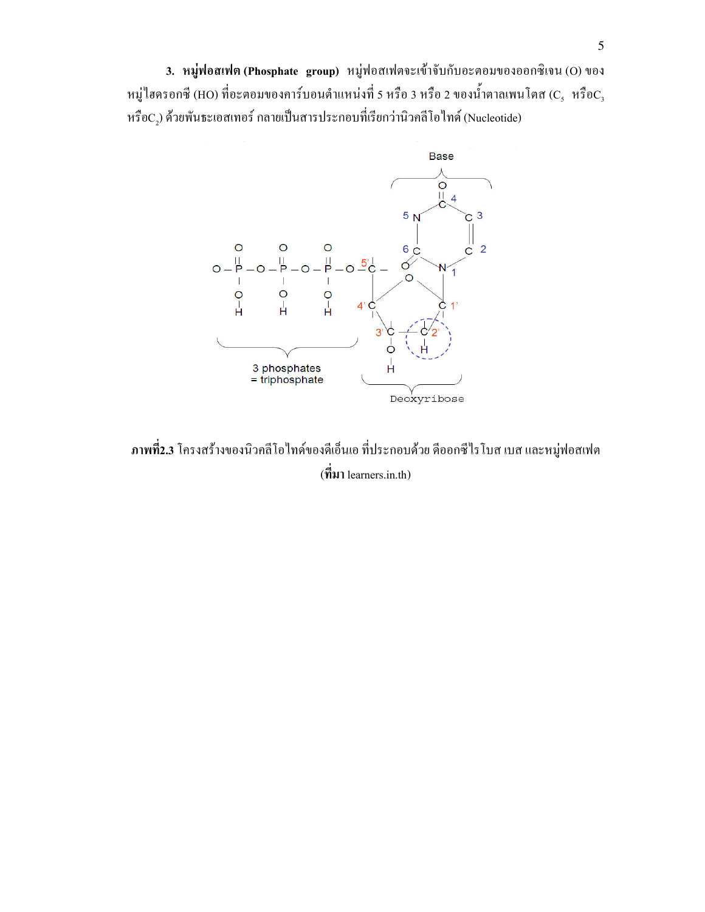**3. หมู่ฟอสเฟต (Phosphate group)** หมู่ฟอสเฟตจะเข้าจับกับอะตอมของออกซิเจน (O) ของหมู่ไฮดรอกซี (HO) ที่อะตอมของคาร์บอนตำแหน่งที่ 5 หรือ 3 หรือ 2 ของน้ำตาลเพนโตส ($C_5$ หรือ$C_3$ หรือ$C_2$) ด้วยพันธะเอสเทอร์ กลายเป็นสารประกอบที่เรียกว่านิวคลีโอไทด์ (Nucleotide)

**ภาพที่2.3** โครงสร้างของนิวคลีโอไทด์ของดีเอ็นเอ ที่ประกอบด้วย ดีออกซีไรโบส เบส และหมู่ฟอสเฟต (**ที่มา** learners.in.th)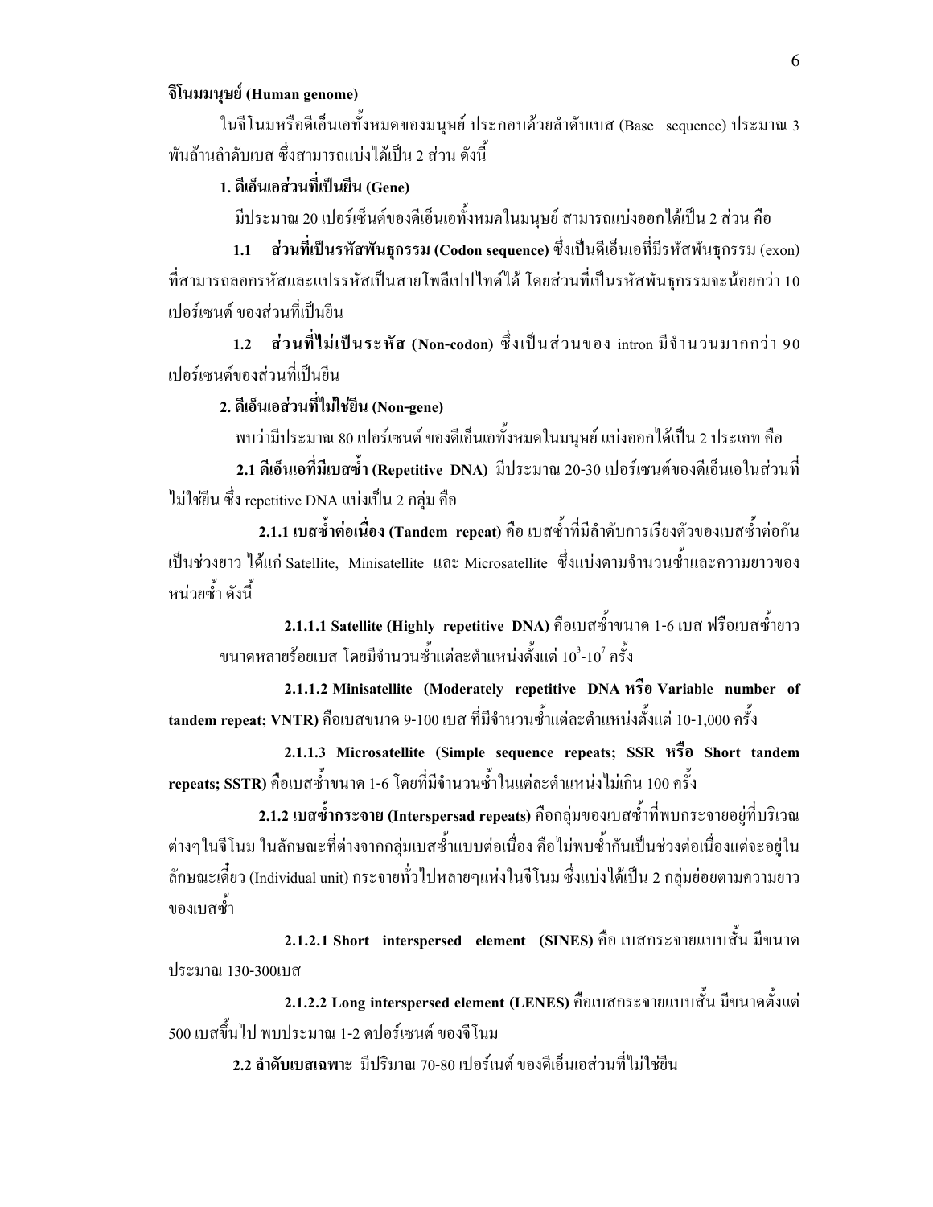**จีโนมมนุษย์ (Human genome)**

ในจีโนมหรือดีเอ็นเอทั้งหมดของมนุษย์ ประกอบด้วยลำดับเบส (Base sequence) ประมาณ 3 พันล้านลำดับเบส ซึ่งสามารถแบ่งได้เป็น 2 ส่วน ดังนี้

**1. ดีเอ็นเอส่วนที่เป็นยีน (Gene)**

มีประมาณ 20 เปอร์เซ็นต์ของดีเอ็นเอทั้งหมดในมนุษย์ สามารถแบ่งออกได้เป็น 2 ส่วน คือ

**1.1 ส่วนที่เป็นรหัสพันธุกรรม (Codon sequence)** ซึ่งเป็นดีเอ็นเอที่มีรหัสพันธุกรรม (exon) ที่สามารถลอกรหัสและแปรรหัสเป็นสายโพลีเปปไทด์ได้ โดยส่วนที่เป็นรหัสพันธุกรรมจะน้อยกว่า 10 เปอร์เซนต์ ของส่วนที่เป็นยีน

**1.2 ส่วนที่ไม่เป็นระหัส (Non-codon)** ซึ่งเป็นส่วนของ intron มีจำนวนมากกว่า 90 เปอร์เซนต์ของส่วนที่เป็นยีน

**2. ดีเอ็นเอส่วนที่ไม่ใช่ยีน (Non-gene)**

พบว่ามีประมาณ 80 เปอร์เซนต์ ของดีเอ็นเอทั้งหมดในมนุษย์ แบ่งออกได้เป็น 2 ประเภท คือ

**2.1 ดีเอ็นเอที่มีเบสซ้ำ (Repetitive DNA)** มีประมาณ 20-30 เปอร์เซนต์ของดีเอ็นเอในส่วนที่ไม่ใช่ยีน ซึ่ง repetitive DNA แบ่งเป็น 2 กลุ่ม คือ

**2.1.1 เบสซ้ำต่อเนื่อง (Tandem repeat)** คือ เบสซ้ำที่มีลำดับการเรียงตัวของเบสซ้ำต่อกันเป็นช่วงยาว ได้แก่ Satellite, Minisatellite และ Microsatellite ซึ่งแบ่งตามจำนวนซ้ำและความยาวของหน่วยซ้ำ ดังนี้

**2.1.1.1 Satellite (Highly repetitive DNA)** คือเบสซ้ำขนาด 1-6 เบส ฟรือเบสซ้ำยาวขนาดหลายร้อยเบส โดยมีจำนวนซ้ำแต่ละตำแหน่งตั้งแต่ $10^3$-$10^7$ ครั้ง

**2.1.1.2 Minisatellite (Moderately repetitive DNA หรือ Variable number of tandem repeat; VNTR)** คือเบสขนาด 9-100 เบส ที่มีจำนวนซ้ำแต่ละตำแหน่งตั้งแต่ 10-1,000 ครั้ง

**2.1.1.3 Microsatellite (Simple sequence repeats; SSR หรือ Short tandem repeats; SSTR)** คือเบสซ้ำขนาด 1-6 โดยที่มีจำนวนซ้ำในแต่ละตำแหน่งไม่เกิน 100 ครั้ง

**2.1.2 เบสซ้ำกระจาย (Interspersad repeats)** คือกลุ่มของเบสซ้ำที่พบกระจายอยู่ที่บริเวณต่างๆในจีโนม ในลักษณะที่ต่างจากกลุ่มเบสซ้ำแบบต่อเนื่อง คือไม่พบซ้ำกันเป็นช่วงต่อเนื่องแต่จะอยู่ในลักษณะเดี่ยว (Individual unit) กระจายทั่วไปหลายๆแห่งในจีโนม ซึ่งแบ่งได้เป็น 2 กลุ่มย่อยตามความยาวของเบสซ้ำ

**2.1.2.1 Short interspersed element (SINES)** คือ เบสกระจายแบบสั้น มีขนาดประมาณ 130-300เบส

**2.1.2.2 Long interspersed element (LENES)** คือเบสกระจายแบบสั้น มีขนาดตั้งแต่ 500 เบสขึ้นไป พบประมาณ 1-2 คปอร์เซนต์ ของจีโนม

**2.2 ลำดับเบสเฉพาะ** มีปริมาณ 70-80 เปอร์เนต์ ของดีเอ็นเอส่วนที่ไม่ใช่ยีน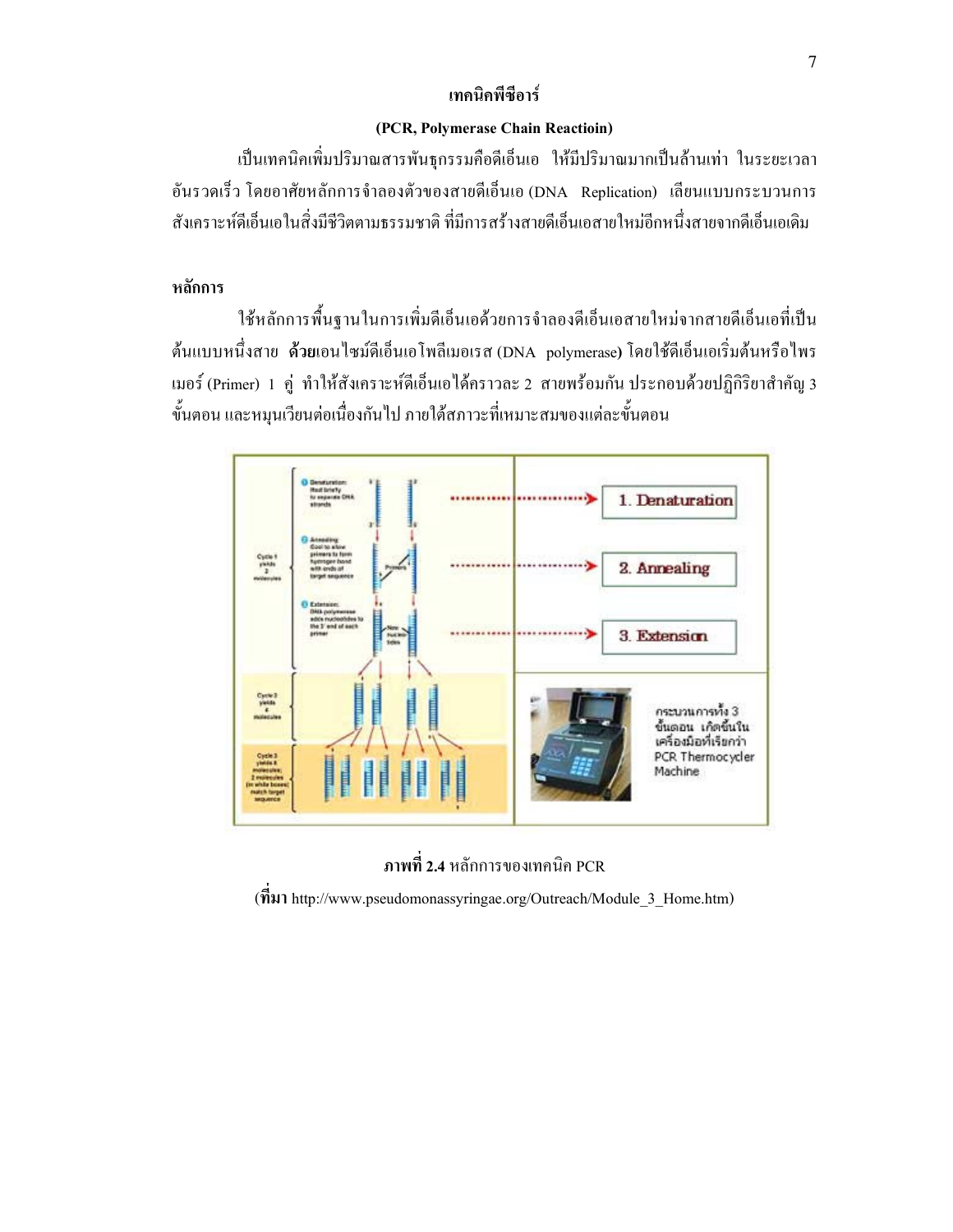## เทคนิคพีซีอาร์

### (PCR, Polymerase Chain Reactioin)

เป็นเทคนิคเพิ่มปริมาณสารพันธุกรรมคือดีเอ็นเอ ให้มีปริมาณมากเป็นล้านเท่า ในระยะเวลาอันรวดเร็ว โดยอาศัยหลักการจำลองตัวของสายดีเอ็นเอ (DNA Replication) เลียนแบบกระบวนการสังเคราะห์ดีเอ็นเอในสิ่งมีชีวิตตามธรรมชาติ ที่มีการสร้างสายดีเอ็นเอสายใหม่อีกหนึ่งสายจากดีเอ็นเอเดิม

**หลักการ**

ใช้หลักการพื้นฐานในการเพิ่มดีเอ็นเอด้วยการจำลองดีเอ็นเอสายใหม่จากสายดีเอ็นเอที่เป็นต้นแบบหนึ่งสาย **ด้วย**เอนไซม์ดีเอ็นเอโพลีเมอเรส (DNA polymerase) โดยใช้ดีเอ็นเอเริ่มต้นหรือไพรเมอร์ (Primer) 1 คู่ ทำให้สังเคราะห์ดีเอ็นเอได้คราวละ 2 สายพร้อมกัน ประกอบด้วยปฏิกิริยาสำคัญ 3 ขั้นตอน และหมุนเวียนต่อเนื่องกันไป ภายใต้สภาวะที่เหมาะสมของแต่ละขั้นตอน

**ภาพที่ 2.4** หลักการของเทคนิค PCR

(**ที่มา** http://www.pseudomonassyringae.org/Outreach/Module_3_Home.htm)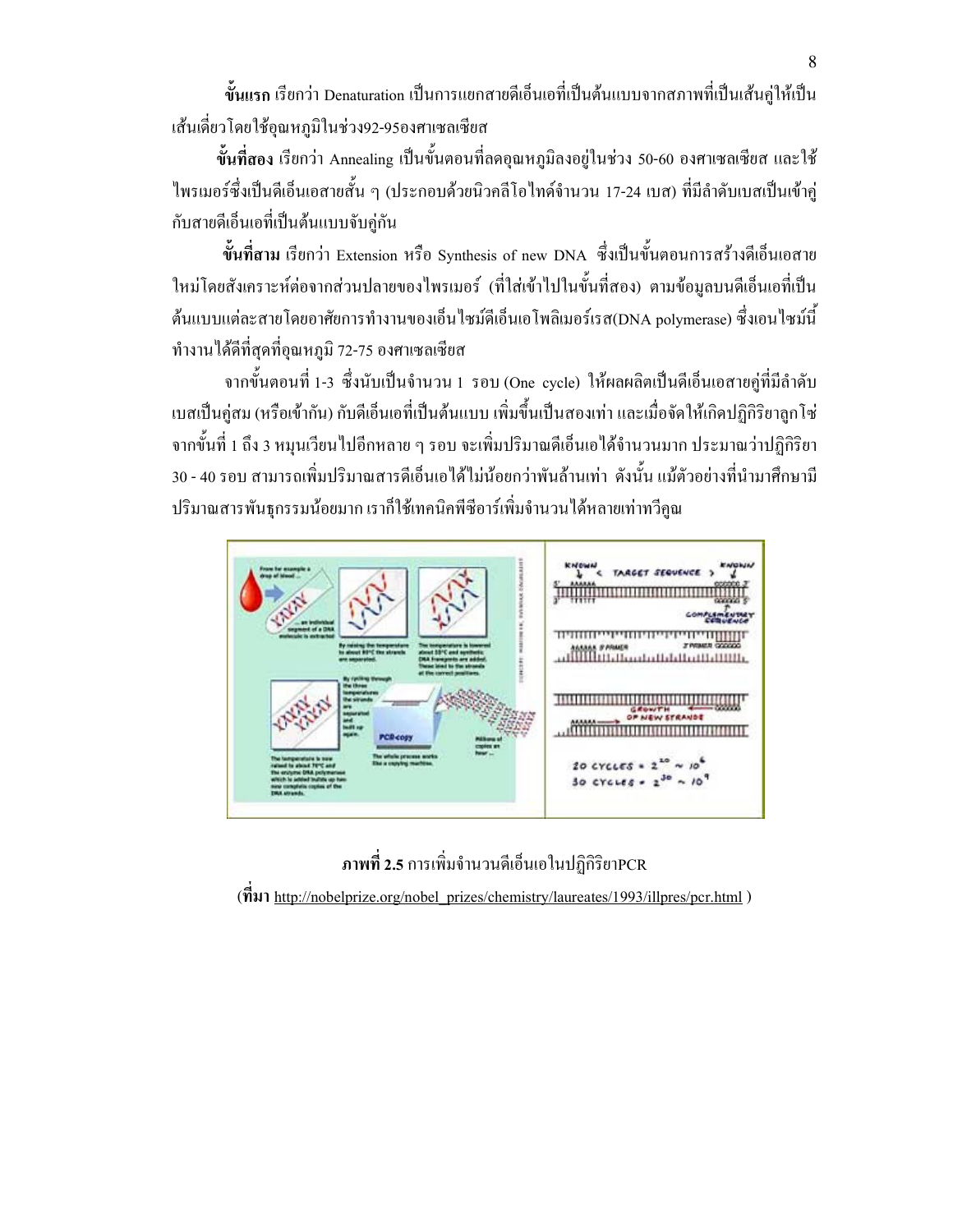**ขั้นแรก** เรียกว่า Denaturation เป็นการแยกสายดีเอ็นเอที่เป็นต้นแบบจากสภาพที่เป็นเส้นคู่ให้เป็นเส้นเดี่ยวโดยใช้อุณหภูมิในช่วง92-95องศาเซลเซียส

**ขั้นที่สอง** เรียกว่า Annealing เป็นขั้นตอนที่ลดอุณหภูมิลงอยู่ในช่วง 50-60 องศาเซลเซียส และใช้ไพรเมอร์ซึ่งเป็นดีเอ็นเอสายสั้น ๆ (ประกอบด้วยนิวคลีโอไทด์จำนวน 17-24 เบส) ที่มีลำดับเบสเป็นเข้าคู่กับสายดีเอ็นเอที่เป็นต้นแบบจับคู่กัน

**ขั้นที่สาม** เรียกว่า Extension หรือ Synthesis of new DNA ซึ่งเป็นขั้นตอนการสร้างดีเอ็นเอสายใหม่โดยสังเคราะห์ต่อจากส่วนปลายของไพรเมอร์ (ที่ใส่เข้าไปในขั้นที่สอง) ตามข้อมูลบนดีเอ็นเอที่เป็นต้นแบบแต่ละสายโดยอาศัยการทำงานของเอ็นไซม์ดีเอ็นเอโพลิเมอร์เรส(DNA polymerase) ซึ่งเอนไซม์นี้ทำงานได้ดีที่สุดที่อุณหภูมิ 72-75 องศาเซลเซียส

จากขั้นตอนที่ 1-3 ซึ่งนับเป็นจำนวน 1 รอบ (One cycle) ให้ผลผลิตเป็นดีเอ็นเอสายคู่ที่มีลำดับเบสเป็นคู่สม (หรือเข้ากัน) กับดีเอ็นเอที่เป็นต้นแบบ เพิ่มขึ้นเป็นสองเท่า และเมื่อจัดให้เกิดปฏิกิริยาลูกโซ่จากขั้นที่ 1 ถึง 3 หมุนเวียนไปอีกหลาย ๆ รอบ จะเพิ่มปริมาณดีเอ็นเอได้จำนวนมาก ประมาณว่าปฏิกิริยา 30 - 40 รอบ สามารถเพิ่มปริมาณสารดีเอ็นเอได้ไม่น้อยกว่าพันล้านเท่า ดังนั้น แม้ตัวอย่างที่นำมาศึกษามีปริมาณสารพันธุกรรมน้อยมาก เราก็ใช้เทคนิคพีซีอาร์เพิ่มจำนวนได้หลายเท่าทวีคูณ

**ภาพที่ 2.5** การเพิ่มจำนวนดีเอ็นเอในปฏิกิริยาPCR

(**ที่มา** http://nobelprize.org/nobel_prizes/chemistry/laureates/1993/illpres/pcr.html )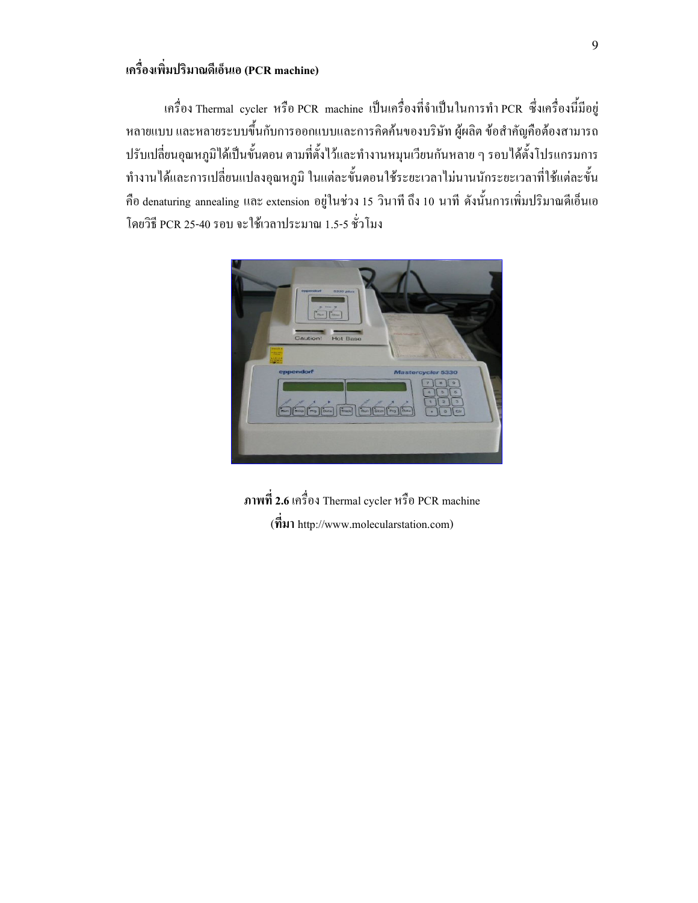**เครื่องเพิ่มปริมาณดีเอ็นเอ (PCR machine)**

เครื่อง Thermal cycler หรือ PCR machine เป็นเครื่องที่จำเป็นในการทำ PCR ซึ่งเครื่องนี้มีอยู่หลายแบบ และหลายระบบขึ้นกับการออกแบบและการคิดค้นของบริษัท ผู้ผลิต ข้อสำคัญคือต้องสามารถปรับเปลี่ยนอุณหภูมิได้เป็นขั้นตอน ตามที่ตั้งไว้และทำงานหมุนเวียนกันหลาย ๆ รอบได้ตั้งโปรแกรมการทำงานได้และการเปลี่ยนแปลงอุณหภูมิ ในแต่ละขั้นตอนใช้ระยะเวลาไม่นานนักระยะเวลาที่ใช้แต่ละขั้น คือ denaturing annealing และ extension อยู่ในช่วง 15 วินาที ถึง 10 นาที ดังนั้นการเพิ่มปริมาณดีเอ็นเอโดยวิธี PCR 25-40 รอบ จะใช้เวลาประมาณ 1.5-5 ชั่วโมง

**ภาพที่ 2.6** เครื่อง Thermal cycler หรือ PCR machine

(**ที่มา** http://www.molecularstation.com)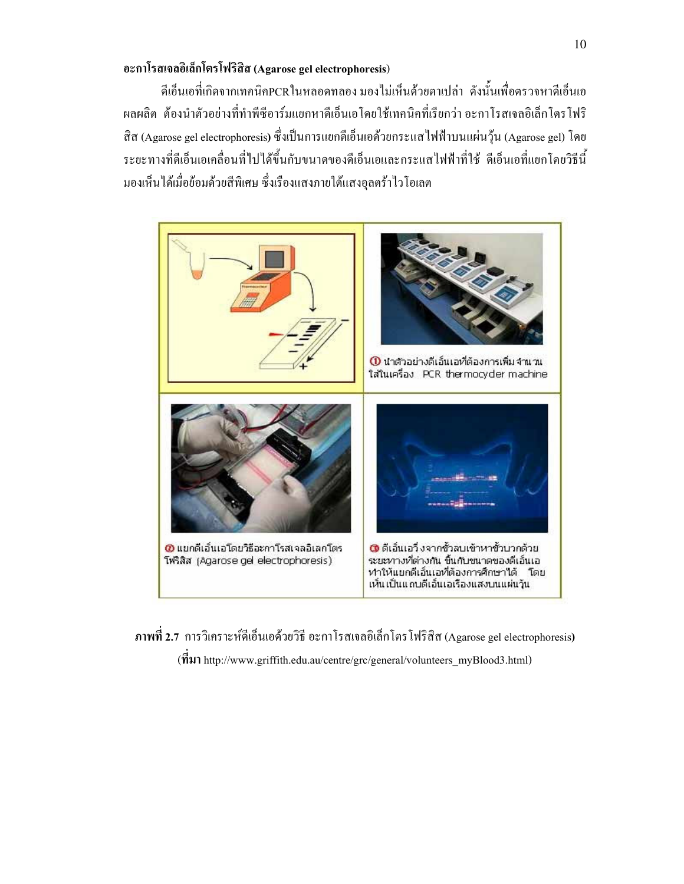**อะกาโรสเจลอิเล็กโตรโฟริสิส (Agarose gel electrophoresis)**

ดีเอ็นเอที่เกิดจากเทคนิคPCRในหลอดทดลอง มองไม่เห็นด้วยตาเปล่า ดังนั้นเพื่อตรวจหาดีเอ็นเอผลผลิต ต้องนำตัวอย่างที่ทำพีซีอาร์มแยกหาดีเอ็นเอโดยใช้เทคนิคที่เรียกว่า อะกาโรสเจลอิเล็กโตรโฟริสิส (Agarose gel electrophoresis) ซึ่งเป็นการแยกดีเอ็นเอด้วยกระแสไฟฟ้าบนแผ่นวุ้น (Agarose gel) โดยระยะทางที่ดีเอ็นเอเคลื่อนที่ไปได้ขึ้นกับขนาดของดีเอ็นเอและกระแสไฟฟ้าที่ใช้ ดีเอ็นเอที่แยกโดยวิธีนี้มองเห็นได้เมื่อย้อมด้วยสีพิเศษ ซึ่งเรืองแสงภายใต้แสงอุลตร้าไวโอเลต

① นำตัวอย่างดีเอ็นเอที่ต้องการเพิ่มจำนวน ใส่ในเครื่อง PCR thermocycler machine

② แยกดีเอ็นเอโดยวิธีอะกาโรสเจลอิเลกโตรโฟริสิส (Agarose gel electrophoresis)

③ ดีเอ็นเอวิ่งจากขั้วลบเข้าหาขั้วบวกด้วยระยะทางที่ต่างกัน ขึ้นกับขนาดของดีเอ็นเอ ทำให้แยกดีเอ็นเอที่ต้องการศึกษาได้ โดยเห็นเป็นแถบดีเอ็นเอเรืองแสงบนแผ่นวุ้น

**ภาพที่ 2.7** การวิเคราะห์ดีเอ็นเอด้วยวิธี อะกาโรสเจลอิเล็กโตรโฟริสิส (Agarose gel electrophoresis)
(**ที่มา** http://www.griffith.edu.au/centre/grc/general/volunteers_myBlood3.html)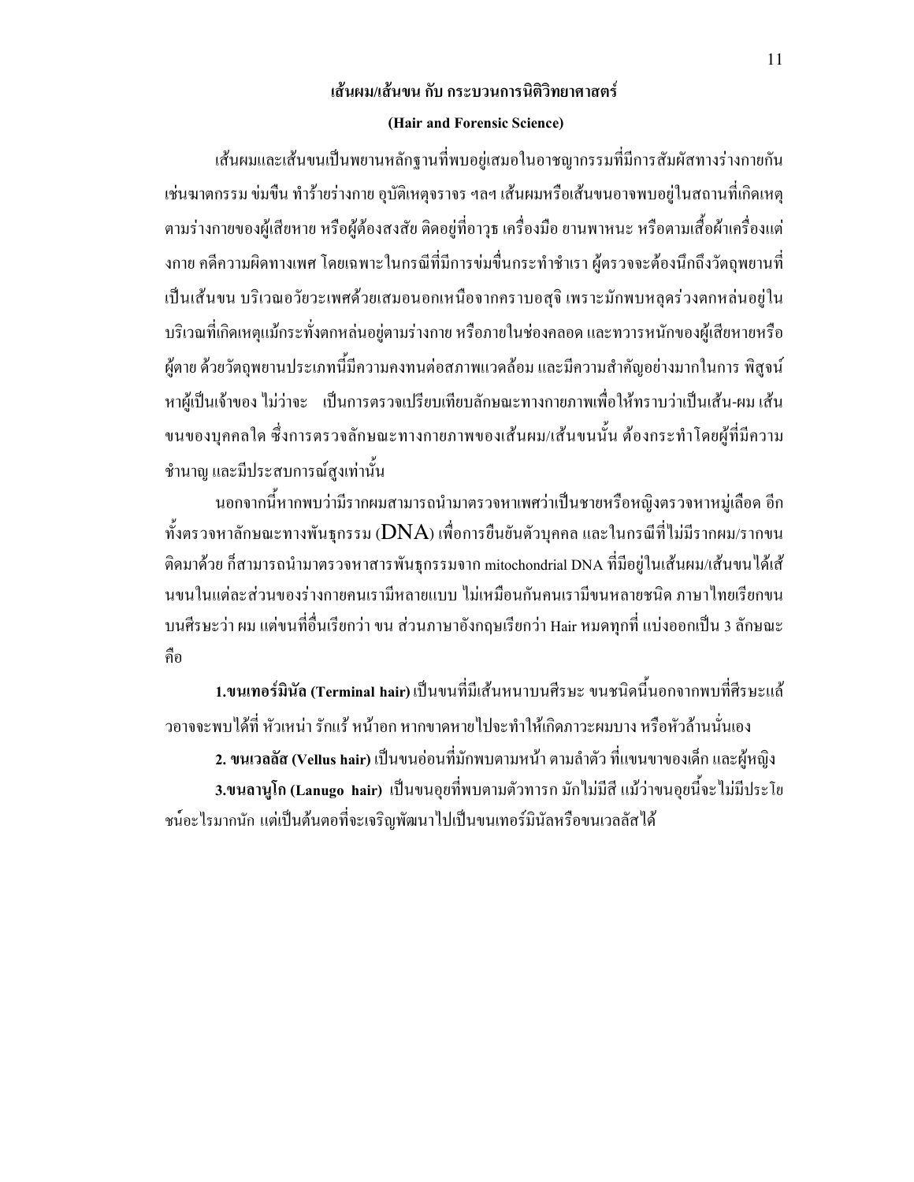## เส้นผม/เส้นขน กับ กระบวนการนิติวิทยาศาสตร์

**(Hair and Forensic Science)**

เส้นผมและเส้นขนเป็นพยานหลักฐานที่พบอยู่เสมอในอาชญากรรมที่มีการสัมผัสทางร่างกายกัน เช่นฆาตกรรม ข่มขืน ทำร้ายร่างกาย อุบัติเหตุจราจร ฯลฯ เส้นผมหรือเส้นขนอาจพบอยู่ในสถานที่เกิดเหตุ ตามร่างกายของผู้เสียหาย หรือผู้ต้องสงสัย ติดอยู่ที่อาวุธ เครื่องมือ ยานพาหนะ หรือตามเสื้อผ้าเครื่องแต่งกาย คดีความผิดทางเพศ โดยเฉพาะในกรณีที่มีการข่มขืนกระทำชำเรา ผู้ตรวจจะต้องนึกถึงวัตถุพยานที่เป็นเส้นขน บริเวณอวัยวะเพศด้วยเสมอนอกเหนือจากคราบอสุจิ เพราะมักพบหลุดร่วงตกหล่นอยู่ในบริเวณที่เกิดเหตุแม้กระทั่งตกหล่นอยู่ตามร่างกาย หรือภายในช่องคลอด และทวารหนักของผู้เสียหายหรือผู้ตาย ด้วยวัตถุพยานประเภทนี้มีความคงทนต่อสภาพแวดล้อม และมีความสำคัญอย่างมากในการ พิสูจน์หาผู้เป็นเจ้าของ ไม่ว่าจะ เป็นการตรวจเปรียบเทียบลักษณะทางกายภาพเพื่อให้ทราบว่าเป็นเส้น-ผม เส้นขนของบุคคลใด ซึ่งการตรวจลักษณะทางกายภาพของเส้นผม/เส้นขนนั้น ต้องกระทำโดยผู้ที่มีความชำนาญ และมีประสบการณ์สูงเท่านั้น

นอกจากนี้หากพบว่ามีรากผมสามารถนำมาตรวจหาเพศว่าเป็นชายหรือหญิงตรวจหาหมู่เลือด อีกทั้งตรวจหาลักษณะทางพันธุกรรม (DNA) เพื่อการยืนยันตัวบุคคล และในกรณีที่ไม่มีรากผม/รากขนติดมาด้วย ก็สามารถนำมาตรวจหาสารพันธุกรรมจาก mitochondrial DNA ที่มีอยู่ในเส้นผม/เส้นขนได้เส้นขนในแต่ละส่วนของร่างกายคนเรามีหลายแบบ ไม่เหมือนกันคนเรามีขนหลายชนิด ภาษาไทยเรียกขนบนศีรษะว่า ผม แต่ขนที่อื่นเรียกว่า ขน ส่วนภาษาอังกฤษเรียกว่า Hair หมดทุกที่ แบ่งออกเป็น 3 ลักษณะ คือ

**1.ขนเทอร์มินัล (Terminal hair)** เป็นขนที่มีเส้นหนาบนศีรษะ ขนชนิดนี้นอกจากพบที่ศีรษะแล้วอาจจะพบได้ที่ หัวเหน่า รักแร้ หน้าอก หากขาดหายไปจะทำให้เกิดภาวะผมบาง หรือหัวล้านนั่นเอง

**2. ขนเวลลัส (Vellus hair)** เป็นขนอ่อนที่มักพบตามหน้า ตามลำตัว ที่แขนขาของเด็ก และผู้หญิง

**3.ขนลานูโก (Lanugo hair)** เป็นขนอุยที่พบตามตัวทารก มักไม่มีสี แม้ว่าขนอุยนี้จะไม่มีประโยชน์อะไรมากนัก แต่เป็นต้นตอที่จะเจริญพัฒนาไปเป็นขนเทอร์มินัลหรือขนเวลลัสได้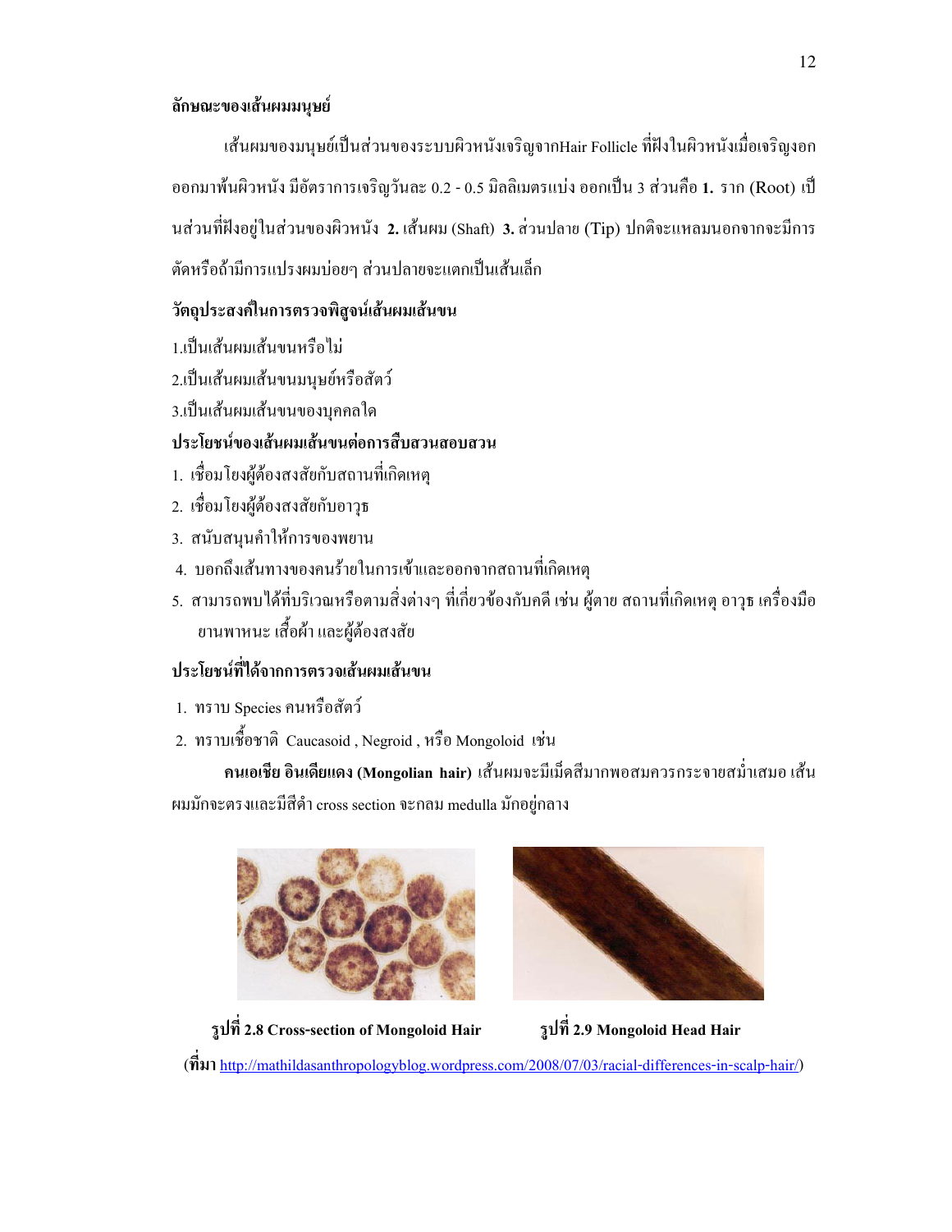### ลักษณะของเส้นผมมนุษย์

เส้นผมของมนุษย์เป็นส่วนของระบบผิวหนังเจริญจากHair Follicle ที่ฝังในผิวหนังเมื่อเจริญงอกออกมาพ้นผิวหนัง มีอัตราการเจริญวันละ 0.2 - 0.5 มิลลิเมตรแบ่ง ออกเป็น 3 ส่วนคือ **1.** ราก (Root) เป็นส่วนที่ฝังอยู่ในส่วนของผิวหนัง **2.** เส้นผม (Shaft) **3.** ส่วนปลาย (Tip) ปกติจะแหลมนอกจากจะมีการตัดหรือถ้ามีการแปรงผมบ่อยๆ ส่วนปลายจะแตกเป็นเส้นเล็ก

### วัตถุประสงค์ในการตรวจพิสูจน์เส้นผมเส้นขน

1.เป็นเส้นผมเส้นขนหรือไม่

2.เป็นเส้นผมเส้นขนมนุษย์หรือสัตว์

3.เป็นเส้นผมเส้นขนของบุคคลใด

### ประโยชน์ของเส้นผมเส้นขนต่อการสืบสวนสอบสวน

1. เชื่อมโยงผู้ต้องสงสัยกับสถานที่เกิดเหตุ
2. เชื่อมโยงผู้ต้องสงสัยกับอาวุธ
3. สนับสนุนคำให้การของพยาน
4. บอกถึงเส้นทางของคนร้ายในการเข้าและออกจากสถานที่เกิดเหตุ
5. สามารถพบได้ที่บริเวณหรือตามสิ่งต่างๆ ที่เกี่ยวข้องกับคดี เช่น ผู้ตาย สถานที่เกิดเหตุ อาวุธ เครื่องมือ ยานพาหนะ เสื้อผ้า และผู้ต้องสงสัย

### ประโยชน์ที่ได้จากการตรวจเส้นผมเส้นขน

1. ทราบ Species คนหรือสัตว์
2. ทราบเชื้อชาติ Caucasoid , Negroid , หรือ Mongoloid เช่น

**คนเอเชีย อินเดียแดง (Mongolian hair)** เส้นผมจะมีเม็ดสีมากพอสมควรกระจายสม่ำเสมอ เส้นผมมักจะตรงและมีสีดำ cross section จะกลม medulla มักอยู่กลาง

**รูปที่ 2.8 Cross-section of Mongoloid Hair**

**รูปที่ 2.9 Mongoloid Head Hair**

(**ที่มา** http://mathildasanthropologyblog.wordpress.com/2008/07/03/racial-differences-in-scalp-hair/)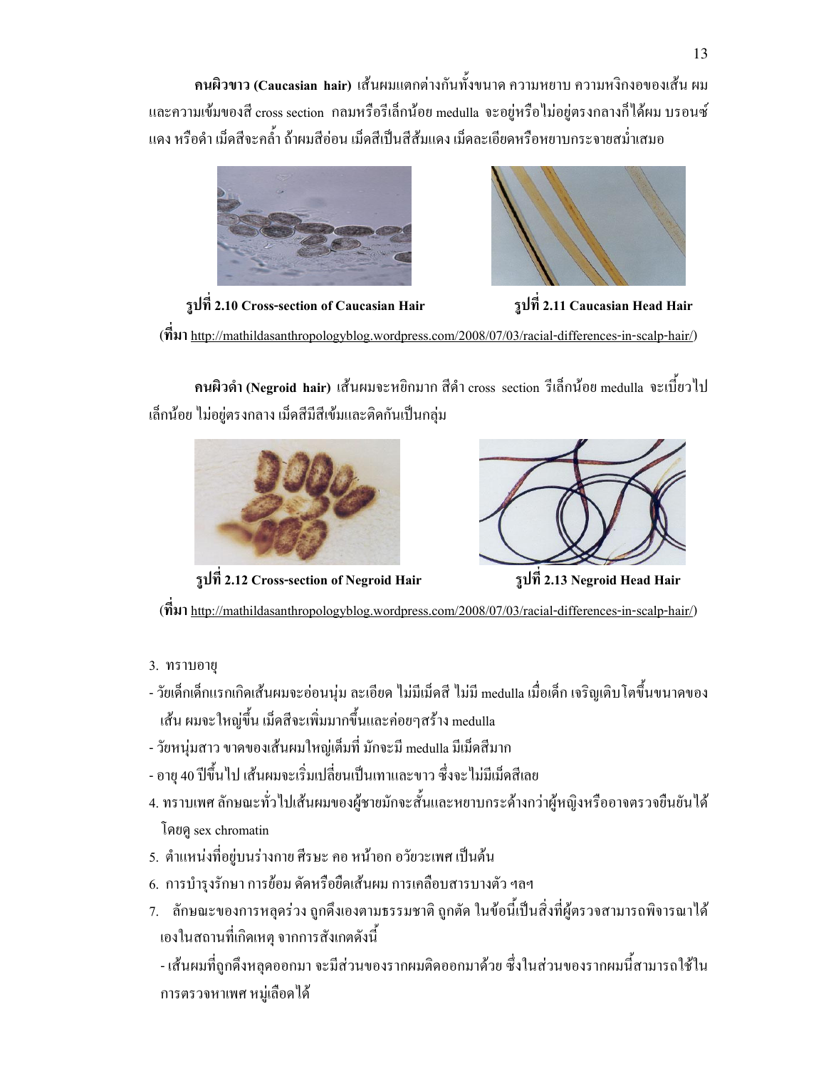**คนผิวขาว (Caucasian hair)** เส้นผมแตกต่างกันทั้งขนาด ความหยาบ ความหงิกงอของเส้น ผม และความเข้มของสี cross section กลมหรือรีเล็กน้อย medulla จะอยู่หรือไม่อยู่ตรงกลางก็ได้ผม บรอนซ์ แดง หรือดำ เม็ดสีจะคล้ำ ถ้าผมสีอ่อน เม็ดสีเป็นสีส้มแดง เม็ดละเอียดหรือหยาบกระจายสม่ำเสมอ

**รูปที่ 2.10 Cross-section of Caucasian Hair** **รูปที่ 2.11 Caucasian Head Hair**

(**ที่มา** http://mathildasanthropologyblog.wordpress.com/2008/07/03/racial-differences-in-scalp-hair/)

**คนผิวดำ (Negroid hair)** เส้นผมจะหยิกมาก สีดำ cross section รีเล็กน้อย medulla จะเบี้ยวไปเล็กน้อย ไม่อยู่ตรงกลาง เม็ดสีมีสีเข้มและติดกันเป็นกลุ่ม

**รูปที่ 2.12 Cross-section of Negroid Hair** **รูปที่ 2.13 Negroid Head Hair**

(**ที่มา** http://mathildasanthropologyblog.wordpress.com/2008/07/03/racial-differences-in-scalp-hair/)

3. ทราบอายุ

- วัยเด็กเด็กแรกเกิดเส้นผมจะอ่อนนุ่ม ละเอียด ไม่มีเม็ดสี ไม่มี medulla เมื่อเด็ก เจริญเติบโตขึ้นขนาดของเส้น ผมจะใหญ่ขึ้น เม็ดสีจะเพิ่มมากขึ้นและค่อยๆสร้าง medulla
- วัยหนุ่มสาว ขาดของเส้นผมใหญ่เต็มที่ มักจะมี medulla มีเม็ดสีมาก
- อายุ 40 ปีขึ้นไป เส้นผมจะเริ่มเปลี่ยนเป็นเทาและขาว ซึ่งจะไม่มีเม็ดสีเลย

4. ทราบเพศ ลักษณะทั่วไปเส้นผมของผู้ชายมักจะสั้นและหยาบกระด้างกว่าผู้หญิงหรืออาจตรวจยืนยันได้โดยดู sex chromatin
5. ตำแหน่งที่อยู่บนร่างกาย ศีรษะ คอ หน้าอก อวัยวะเพศ เป็นต้น
6. การบำรุงรักษา การย้อม ดัดหรือยืดเส้นผม การเคลือบสารบางตัว ฯลฯ
7. ลักษณะของการหลุดร่วง ถูกดึงเองตามธรรมชาติ ถูกตัด ในข้อนี้เป็นสิ่งที่ผู้ตรวจสามารถพิจารณาได้เองในสถานที่เกิดเหตุ จากการสังเกตดังนี้

   - เส้นผมที่ถูกดึงหลุดออกมา จะมีส่วนของรากผมติดออกมาด้วย ซึ่งในส่วนของรากผมนี้สามารถใช้ในการตรวจหาเพศ หมู่เลือดได้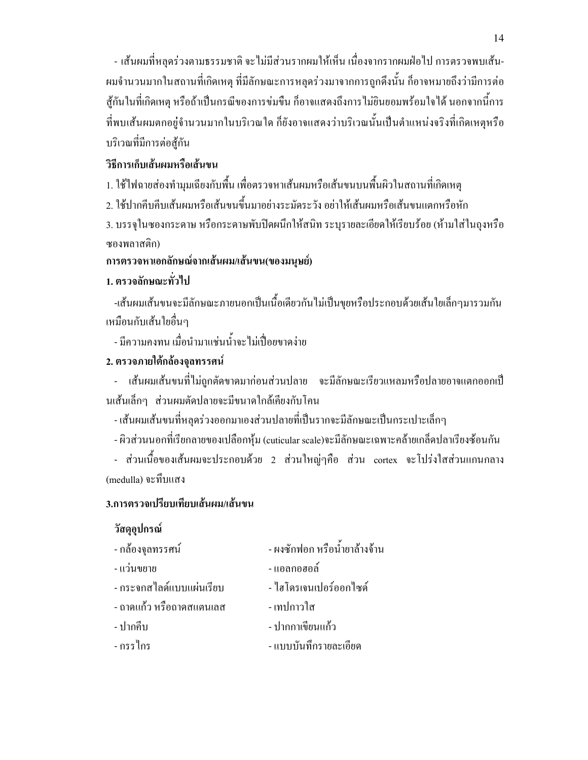- เส้นผมที่หลุดร่วงตามธรรมชาติ จะไม่มีส่วนรากผมให้เห็น เนื่องจากรากผมฝ่อไป การตรวจพบเส้นผมจำนวนมากในสถานที่เกิดเหตุ ที่มีลักษณะการหลุดร่วงมาจากการถูกดึงนั้น ก็อาจหมายถึงว่ามีการต่อสู้กันในที่เกิดเหตุ หรือถ้าเป็นกรณีของการข่มขืน ก็อาจแสดงถึงการไม่ยินยอมพร้อมใจได้ นอกจากนี้การที่พบเส้นผมตกอยู่จำนวนมากในบริเวณใด ก็ยังอาจแสดงว่าบริเวณนั้นเป็นตำแหน่งจริงที่เกิดเหตุหรือบริเวณที่มีการต่อสู้กัน

**วิธีการเก็บเส้นผมหรือเส้นขน**

1. ใช้ไฟฉายส่องทำมุมเฉียงกับพื้น เพื่อตรวจหาเส้นผมหรือเส้นขนบนพื้นผิวในสถานที่เกิดเหตุ
2. ใช้ปากคีบคีบเส้นผมหรือเส้นขนขึ้นมาอย่างระมัดระวัง อย่าให้เส้นผมหรือเส้นขนแตกหรือหัก
3. บรรจุในซองกระดาษ หรือกระดาษพับปิดผนึกให้สนิท ระบุรายละเอียดให้เรียบร้อย (ห้ามใส่ในถุงหรือซองพลาสติก)

**การตรวจหาเอกลักษณ์จากเส้นผม/เส้นขน(ของมนุษย์)**

**1. ตรวจลักษณะทั่วไป**

-เส้นผมเส้นขนจะมีลักษณะภายนอกเป็นเนื้อเดียวกันไม่เป็นขุยหรือประกอบด้วยเส้นใยเล็กๆมารวมกันเหมือนกับเส้นใยอื่นๆ

- มีความคงทน เมื่อนำมาแช่น้ำจะไม่เปื่อยขาดง่าย

**2. ตรวจภายใต้กล้องจุลทรรศน์**

- เส้นผมเส้นขนที่ไม่ถูกตัดขาดมาก่อนส่วนปลาย จะมีลักษณะเรียวแหลมหรือปลายอาจแตกออกเป็นเส้นเล็กๆ ส่วนผมตัดปลายจะมีขนาดใกล้เคียงกับโคน

- เส้นผมเส้นขนที่หลุดร่วงออกมาเองส่วนปลายที่เป็นรากจะมีลักษณะเป็นกระเปาะเล็กๆ

- ผิวส่วนนอกที่เรียกลายของเปลือกหุ้ม (cuticular scale)จะมีลักษณะเฉพาะคล้ายเกล็ดปลาเรียงซ้อนกัน

- ส่วนเนื้อของเส้นผมจะประกอบด้วย 2 ส่วนใหญ่ๆคือ ส่วน cortex จะโปร่งใสส่วนแกนกลาง (medulla) จะทึบแสง

**3.การตรวจเปรียบเทียบเส้นผม/เส้นขน**

**วัสดุอุปกรณ์**

- กล้องจุลทรรศน์
- แว่นขยาย
- กระจกสไลด์แบบแผ่นเรียบ
- ถาดแก้ว หรือถาดสแตนเลส
- ปากคีบ
- กรรไกร
- ผงซักฟอก หรือน้ำยาล้างจ้าน
- แอลกอฮอล์
- ไฮโดรเจนเปอร์ออกไซด์
- เทปกาวใส
- ปากกาเขียนแก้ว
- แบบบันทึกรายละเอียด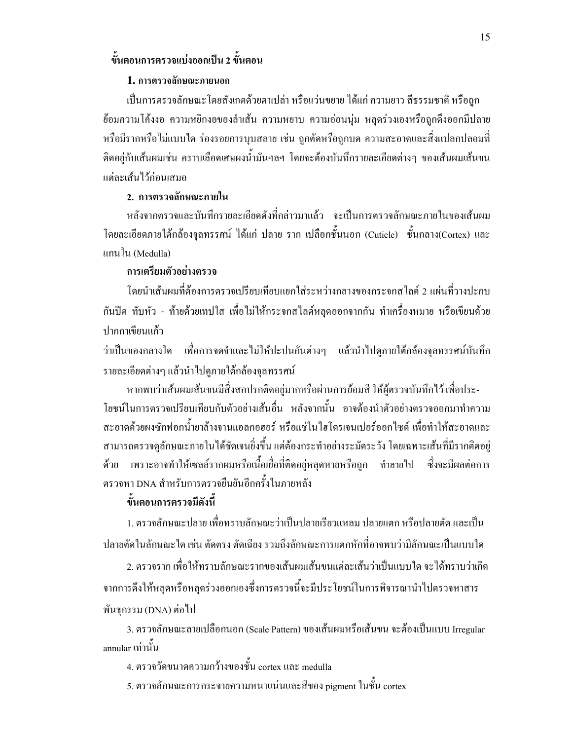**ขั้นตอนการตรวจแบ่งออกเป็น 2 ขั้นตอน**

**1. การตรวจลักษณะภายนอก**

เป็นการตรวจลักษณะโดยสังเกตด้วยตาเปล่า หรือแว่นขยาย ได้แก่ ความยาว สีธรรมชาติ หรือถูกย้อมความโค้งงอ ความหยิกงอของลำเส้น ความหยาบ ความอ่อนนุ่ม หลุดร่วงเองหรือถูกดึงออกมีปลายหรือมีรากหรือไม่แบบใด ร่องรอยการบุบสลาย เช่น ถูกตัดหรือถูกบด ความสะอาดและสิ่งแปลกปลอมที่ติดอยู่กับเส้นผมเช่น คราบเลือดเศษผงน้ำมันฯลฯ โดยจะต้องบันทึกรายละเอียดต่างๆ ของเส้นผมเส้นขนแต่ละเส้นไว้ก่อนเสมอ

**2. การตรวจลักษณะภายใน**

หลังจากตรวจและบันทึกรายละเอียดดังที่กล่าวมาแล้ว จะเป็นการตรวจลักษณะภายในของเส้นผมโดยละเอียดภายใต้กล้องจุลทรรศน์ ได้แก่ ปลาย ราก เปลือกชั้นนอก (Cuticle) ชั้นกลาง(Cortex) และแกนใน (Medulla)

**การเตรียมตัวอย่างตรวจ**

โดยนำเส้นผมที่ต้องการตรวจเปรียบเทียบแยกใส่ระหว่างกลางของกระจกสไลด์ 2 แผ่นที่วางปะกบกันปิด ทับหัว - ท้ายด้วยเทปใส เพื่อไม่ให้กระจกสไลด์หลุดออกจากกัน ทำเครื่องหมาย หรือเขียนด้วยปากกาเขียนแก้ว

ว่าเป็นของกลางใด เพื่อการจดจำและไม่ให้ปะปนกันต่างๆ แล้วนำไปดูภายใต้กล้องจุลทรรศน์บันทึกรายละเอียดต่างๆ แล้วนำไปดูภายใต้กล้องจุลทรรศน์

หากพบว่าเส้นผมเส้นขนมีสิ่งสกปรกติดอยู่มากหรือผ่านการย้อมสี ให้ผู้ตรวจบันทึกไว้ เพื่อประโยชน์ในการตรวจเปรียบเทียบกับตัวอย่างเส้นอื่น หลังจากนั้น อาจต้องนำตัวอย่างตรวจออกมาทำความสะอาดด้วยผงซักฟอกน้ำยาล้างจานแอลกอฮอร์ หรือแช่ในไฮโดรเจนเปอร์ออกไซด์ เพื่อทำให้สะอาดและสามารถตรวจดูลักษณะภายในได้ชัดเจนยิ่งขึ้น แต่ต้องกระทำอย่างระมัดระวัง โดยเฉพาะเส้นที่มีรากติดอยู่ด้วย เพราะอาจทำให้เซลล์รากผมหรือเนื้อเยื่อที่ติดอยู่หลุดหายหรือถูก ทำลายไป ซึ่งจะมีผลต่อการตรวจหา DNA สำหรับการตรวจยืนยันอีกครั้งในภายหลัง

**ขั้นตอนการตรวจมีดังนี้**

1. ตรวจลักษณะปลาย เพื่อทราบลักษณะว่าเป็นปลายเรียวแหลม ปลายแตก หรือปลายตัด และเป็นปลายตัดในลักษณะใด เช่น ตัดตรง ตัดเฉียง รวมถึงลักษณะการแตกหักที่อาจพบว่ามีลักษณะเป็นแบบใด

2. ตรวจราก เพื่อให้ทราบลักษณะรากของเส้นผมเส้นขนแต่ละเส้นว่าเป็นแบบใด จะได้ทราบว่าเกิดจากการดึงให้หลุดหรือหลุดร่วงออกเองซึ่งการตรวจนี้จะมีประโยชน์ในการพิจารณานำไปตรวจหาสารพันธุกรรม (DNA) ต่อไป

3. ตรวจลักษณะลายเปลือกนอก (Scale Pattern) ของเส้นผมหรือเส้นขน จะต้องเป็นแบบ Irregular annular เท่านั้น

4. ตรวจวัดขนาดความกว้างของชั้น cortex และ medulla

5. ตรวจลักษณะการกระจายความหนาแน่นและสีของ pigment ในชั้น cortex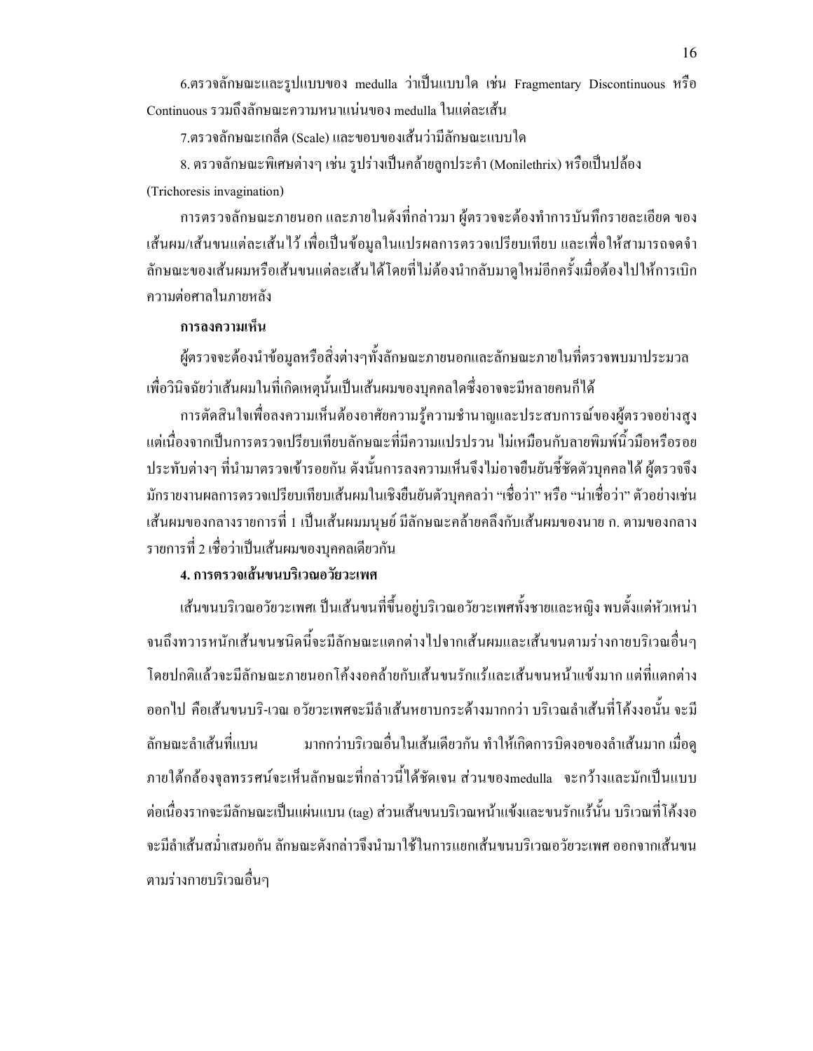6.ตรวจลักษณะและรูปแบบของ medulla ว่าเป็นแบบใด เช่น Fragmentary Discontinuous หรือ Continuous รวมถึงลักษณะความหนาแน่นของ medulla ในแต่ละเส้น

7.ตรวจลักษณะเกล็ด (Scale) และขอบของเส้นว่ามีลักษณะแบบใด

8. ตรวจลักษณะพิเศษต่างๆ เช่น รูปร่างเป็นคล้ายลูกประคำ (Monilethrix) หรือเป็นปล้อง (Trichoresis invagination)

การตรวจลักษณะภายนอก และภายในดังที่กล่าวมา ผู้ตรวจจะต้องทำการบันทึกรายละเอียด ของเส้นผม/เส้นขนแต่ละเส้นไว้ เพื่อเป็นข้อมูลในแปรผลการตรวจเปรียบเทียบ และเพื่อให้สามารถจดจำลักษณะของเส้นผมหรือเส้นขนแต่ละเส้นได้โดยที่ไม่ต้องนำกลับมาดูใหม่อีกครั้งเมื่อต้องไปให้การเบิกความต่อศาลในภายหลัง

**การลงความเห็น**

ผู้ตรวจจะต้องนำข้อมูลหรือสิ่งต่างๆทั้งลักษณะภายนอกและลักษณะภายในที่ตรวจพบมาประมวลเพื่อวินิจฉัยว่าเส้นผมในที่เกิดเหตุนั้นเป็นเส้นผมของบุคคลใดซึ่งอาจจะมีหลายคนก็ได้

การตัดสินใจเพื่อลงความเห็นต้องอาศัยความรู้ความชำนาญและประสบการณ์ของผู้ตรวจอย่างสูง แต่เนื่องจากเป็นการตรวจเปรียบเทียบลักษณะที่มีความแปรปรวน ไม่เหมือนกับลายพิมพ์นิ้วมือหรือรอยประทับต่างๆ ที่นำมาตรวจเข้ารอยกัน ดังนั้นการลงความเห็นจึงไม่อาจยืนยันชี้ชัดตัวบุคคลได้ ผู้ตรวจจึงมักรายงานผลการตรวจเปรียบเทียบเส้นผมในเชิงยืนยันตัวบุคคลว่า “เชื่อว่า” หรือ “น่าเชื่อว่า” ตัวอย่างเช่น เส้นผมของกลางรายการที่ 1 เป็นเส้นผมมนุษย์ มีลักษณะคล้ายคลึงกับเส้นผมของนาย ก. ตามของกลางรายการที่ 2 เชื่อว่าเป็นเส้นผมของบุคคลเดียวกัน

**4. การตรวจเส้นขนบริเวณอวัยวะเพศ**

เส้นขนบริเวณอวัยวะเพศ ปืนเส้นขนที่ขึ้นอยู่บริเวณอวัยวะเพศทั้งชายและหญิง พบตั้งแต่หัวเหน่าจนถึงทวารหนักเส้นขนชนิดนี้จะมีลักษณะแตกต่างไปจากเส้นผมและเส้นขนตามร่างกายบริเวณอื่นๆ โดยปกติแล้วจะมีลักษณะภายนอกโค้งงอคล้ายกับเส้นขนรักแร้และเส้นขนหน้าแข้งมาก แต่ที่แตกต่างออกไป คือเส้นขนบริ-เวณ อวัยวะเพศจะมีลำเส้นหยาบกระด้างมากกว่า บริเวณลำเส้นที่โค้งงอนั้น จะมีลักษณะลำเส้นที่แบน มากกว่าบริเวณอื่นในเส้นเดียวกัน ทำให้เกิดการบิดงอของลำเส้นมาก เมื่อดูภายใต้กล้องจุลทรรศน์จะเห็นลักษณะที่กล่าวนี้ได้ชัดเจน ส่วนของmedulla จะกว้างและมักเป็นแบบต่อเนื่องรากจะมีลักษณะเป็นแผ่นแบน (tag) ส่วนเส้นขนบริเวณหน้าแข้งและขนรักแร้นั้น บริเวณที่โค้งงอจะมีลำเส้นสม่ำเสมอกัน ลักษณะดังกล่าวจึงนำมาใช้ในการแยกเส้นขนบริเวณอวัยวะเพศ ออกจากเส้นขนตามร่างกายบริเวณอื่นๆ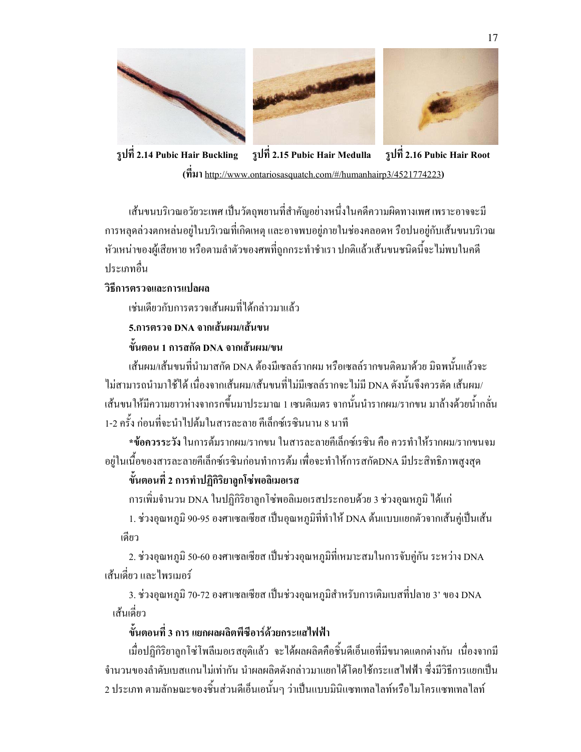รูปที่ 2.14 Pubic Hair Buckling รูปที่ 2.15 Pubic Hair Medulla รูปที่ 2.16 Pubic Hair Root

(ที่มา http://www.ontariosasquatch.com/#/humanhairp3/4521774223)

เส้นขนบริเวณอวัยวะเพศ เป็นวัตถุพยานที่สำคัญอย่างหนึ่งในคดีความผิดทางเพศ เพราะอาจจะมีการหลุดล่วงตกหล่นอยู่ในบริเวณที่เกิดเหตุ และอาจพบอยู่ภายในช่องคลอดห รือปนอยู่กับเส้นขนบริเวณหัวเหน่าของผู้เสียหาย หรือตามลำตัวของศพที่ถูกกระทำชำเรา ปกติแล้วเส้นขนชนิดนี้จะไม่พบในคดีประเภทอื่น

**วิธีการตรวจและการแปลผล**

เช่นเดียวกับการตรวจเส้นผมที่ได้กล่าวมาแล้ว

**5.การตรวจ DNA จากเส้นผม/เส้นขน**

**ขั้นตอน 1 การสกัด DNA จากเส้นผม/ขน**

เส้นผม/เส้นขนที่นำมาสกัด DNA ต้องมีเซลล์รากผม หรือเซลล์รากขนติดมาด้วย มิฉพนั้นแล้วจะไม่สามารถนำมาใช้ได้ เนื่องจากเส้นผม/เส้นขนที่ไม่มีเซลล์รากจะไม่มี DNA ดังนั้นจึงควรตัด เส้นผม/เส้นขนให้มีความยาวห่างจากรกขึ้นมาประมาณ 1 เซนติเมตร จากนั้นนำรากผม/รากขน มาล้างด้วยน้ำกลั่น 1-2 ครั้ง ก่อนที่จะนำไปต้มในสารละลาย คีเล็กซ์เรซินนาน 8 นาที

**\*ข้อควรระวัง** ในการต้มรากผม/รากขน ในสารละลายคีเล็กซ์เรซิน คือ ควรทำให้รากผม/รากขนจมอยู่ในเนื้อของสารละลายคีเล็กซ์เรซินก่อนทำการต้ม เพื่อจะทำให้การสกัดDNA มีประสิทธิภาพสูงสุด

**ขั้นตอนที่ 2 การทำปฏิกิริยาลูกโซ่พอลิเมอเรส**

การเพิ่มจำนวน DNA ในปฏิกิริยาลูกโซ่พอลิเมอเรสประกอบด้วย 3 ช่วงอุณหภูมิ ได้แก่

1. ช่วงอุณหภูมิ 90-95 องศาเซลเซียส เป็นอุณหภูมิที่ทำให้ DNA ต้นแบบแยกตัวจากเส้นคู่เป็นเส้นเดียว

2. ช่วงอุณหภูมิ 50-60 องศาเซลเซียส เป็นช่วงอุณหภูมิที่เหมาะสมในการจับคู่กัน ระหว่าง DNA เส้นเดี่ยว และไพรเมอร์

3. ช่วงอุณหภูมิ 70-72 องศาเซลเซียส เป็นช่วงอุณหภูมิสำหรับการเติมเบสที่ปลาย 3' ของ DNA เส้นเดี่ยว

**ขั้นตอนที่ 3 การ แยกผลผลิตพีซีอาร์ด้วยกระแสไฟฟ้า**

เมื่อปฏิกิริยาลูกโซ่โพลีเมอเรสยุติแล้ว จะได้ผลผลิตคือชิ้นดีเอ็นเอที่มีขนาดแตกต่างกัน เนื่องจากมีจำนวนของลำดับเบสแกนไม่เท่ากัน นำผลผลิตดังกล่าวมาแยกได้โดยใช้กระแสไฟฟ้า ซึ่งมีวิธีการแยกเป็น 2 ประเภท ตามลักษณะของชิ้นส่วนดีเอ็นเอนั้นๆ ว่าเป็นแบบมินิแซทเทลไลท์หรือไมโครแซทเทลไลท์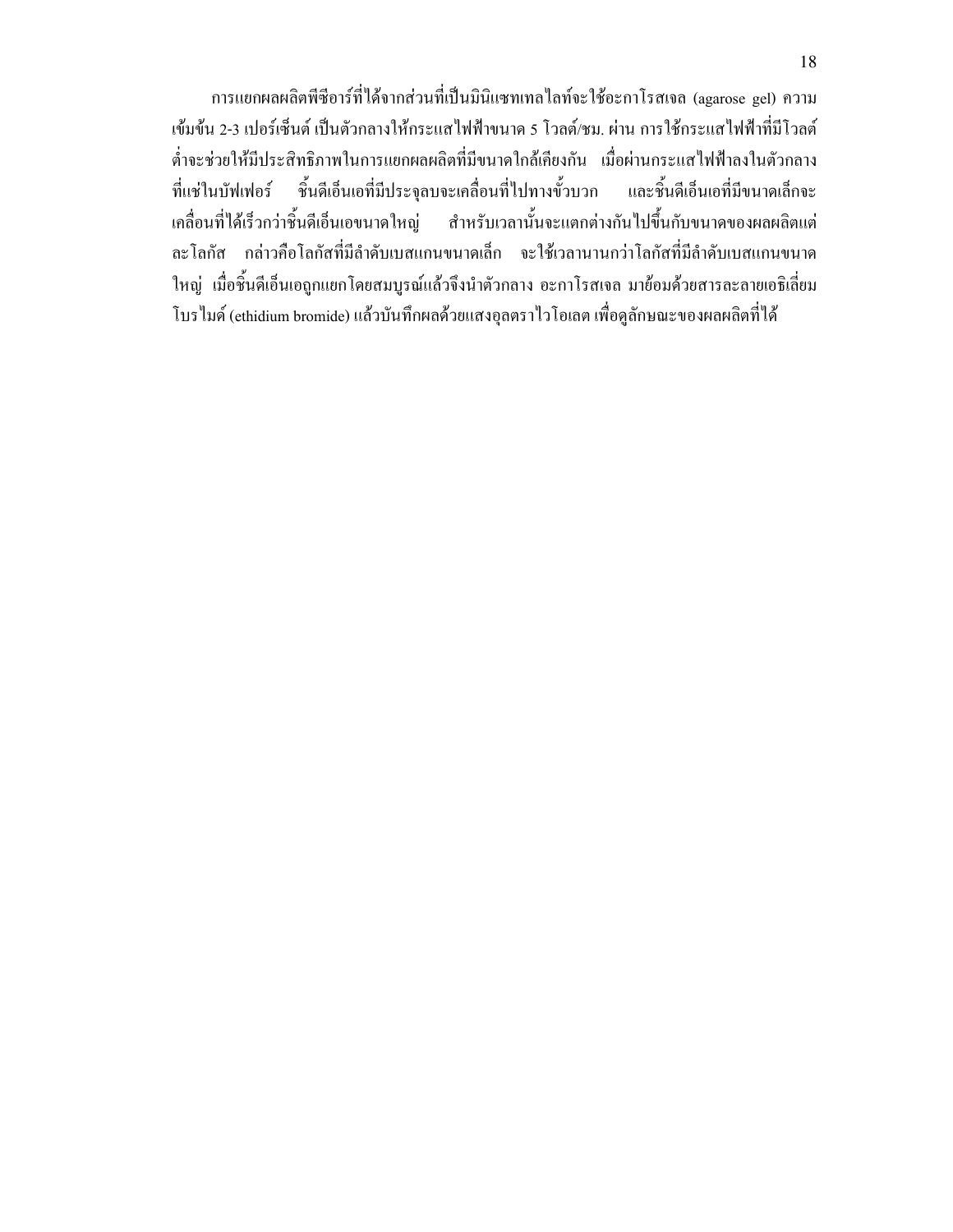การแยกผลผลิตพีซีอาร์ที่ได้จากส่วนที่เป็นมินิแซทเทลไลท์จะใช้อะกาโรสเจล (agarose gel) ความเข้มข้น 2-3 เปอร์เซ็นต์ เป็นตัวกลางให้กระแสไฟฟ้าขนาด 5 โวลต์/ซม. ผ่าน การใช้กระแสไฟฟ้าที่มีโวลต์ต่ำจะช่วยให้มีประสิทธิภาพในการแยกผลผลิตที่มีขนาดใกล้เคียงกัน เมื่อผ่านกระแสไฟฟ้าลงในตัวกลางที่แช่ในบัฟเฟอร์ ชิ้นดีเอ็นเอที่มีประจุลบจะเคลื่อนที่ไปทางขั้วบวก และชิ้นดีเอ็นเอที่มีขนาดเล็กจะเคลื่อนที่ได้เร็วกว่าชิ้นดีเอ็นเอขนาดใหญ่ สำหรับเวลานั้นจะแตกต่างกันไปขึ้นกับขนาดของผลผลิตแต่ละโลกัส กล่าวคือโลกัสที่มีลำดับเบสแกนขนาดเล็ก จะใช้เวลานานกว่าโลกัสที่มีลำดับเบสแกนขนาดใหญ่ เมื่อชิ้นดีเอ็นเอถูกแยกโดยสมบูรณ์แล้วจึงนำตัวกลาง อะกาโรสเจล มาย้อมด้วยสารละลายเอธิเดี่ยมโบรไมด์ (ethidium bromide) แล้วบันทึกผลด้วยแสงอุลตราไวโอเลต เพื่อดูลักษณะของผลผลิตที่ได้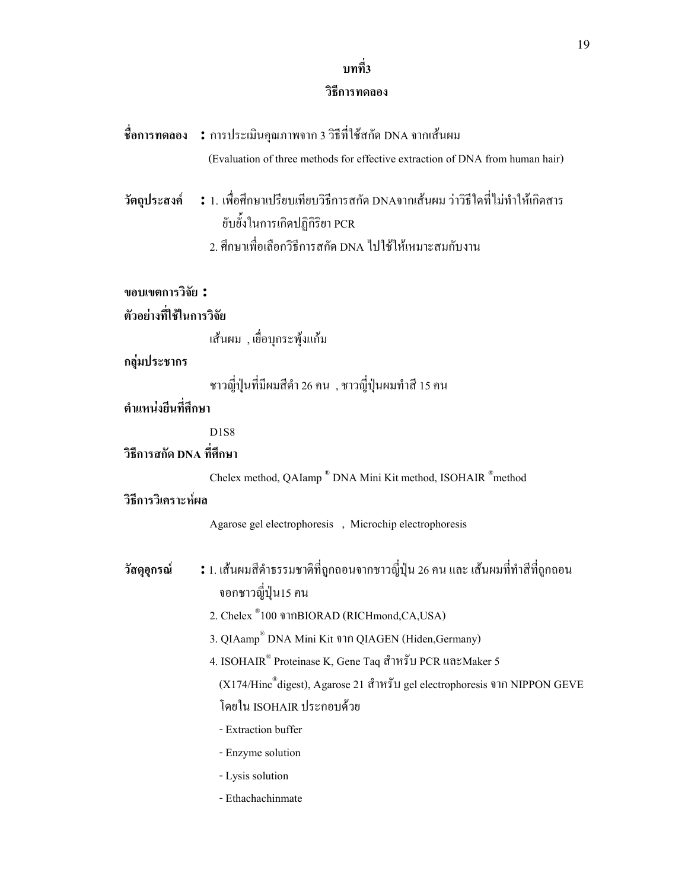# บทที่3

## วิธีการทดลอง

**ชื่อการทดลอง** **:** การประเมินคุณภาพจาก 3 วิธีที่ใช้สกัด DNA จากเส้นผม
(Evaluation of three methods for effective extraction of DNA from human hair)

**วัตถุประสงค์** **:** 1. เพื่อศึกษาเปรียบเทียบวิธีการสกัด DNAจากเส้นผม ว่าวิธีใดที่ไม่ทำให้เกิดสารยับยั้งในการเกิดปฏิกิริยา PCR
2. ศึกษาเพื่อเลือกวิธีการสกัด DNA ไปใช้ให้เหมาะสมกับงาน

**ขอบเขตการวิจัย :**

**ตัวอย่างที่ใช้ในการวิจัย**

เส้นผม , เยื่อบุกระพุ้งแก้ม

**กลุ่มประชากร**

ชาวญี่ปุ่นที่มีผมสีดำ 26 คน , ชาวญี่ปุ่นผมทำสี 15 คน

**ตำแหน่งยีนที่ศึกษา**

D1S8

**วิธีการสกัด DNA ที่ศึกษา**

Chelex method, QAIamp ® DNA Mini Kit method, ISOHAIR ®method

**วิธีการวิเคราะห์ผล**

Agarose gel electrophoresis , Microchip electrophoresis

**วัสดุอุกรณ์** **:** 1. เส้นผมสีดำธรรมชาติที่ถูกถอนจากชาวญี่ปุ่น 26 คน และ เส้นผมที่ทำสีที่ถูกถอนจอกชาวญี่ปุ่น15 คน
2. Chelex ®100 จากBIORAD (RICHmond,CA,USA)
3. QIAamp® DNA Mini Kit จาก QIAGEN (Hiden,Germany)
4. ISOHAIR® Proteinase K, Gene Taq สำหรับ PCR และMaker 5 (X174/Hinc®digest), Agarose 21 สำหรับ gel electrophoresis จาก NIPPON GEVE โดยใน ISOHAIR ประกอบด้วย
   - Extraction buffer
   - Enzyme solution
   - Lysis solution
   - Ethachachinmate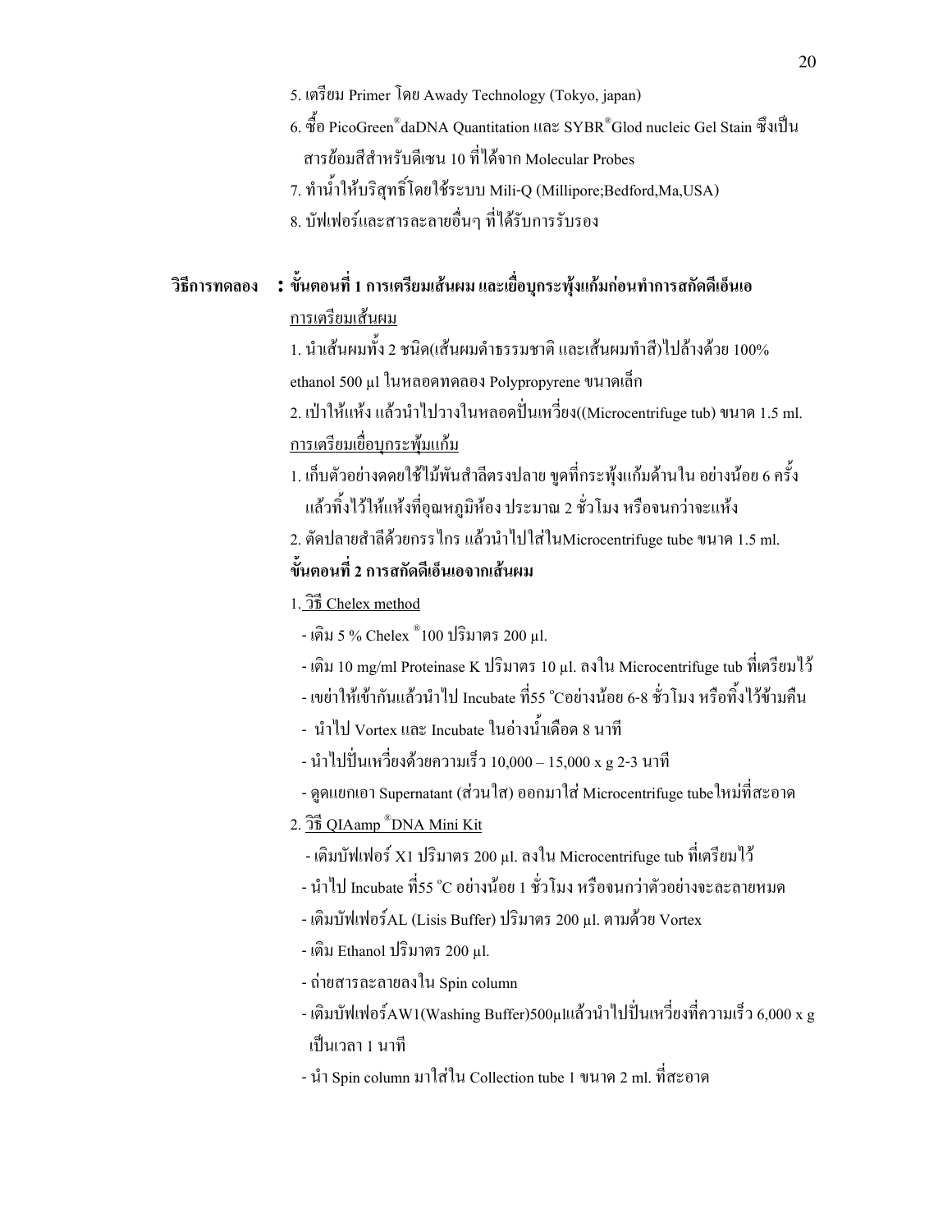5. เตรียม Primer โดย Awady Technology (Tokyo, japan)

6. ซื้อ PicoGreen® daDNA Quantitation และ SYBR® Glod nucleic Gel Stain ซึ่งเป็นสารย้อมสีสำหรับดีเซน 10 ที่ได้จาก Molecular Probes

7. ทำน้ำให้บริสุทธิ์โดยใช้ระบบ Mili-Q (Millipore;Bedford,Ma,USA)

8. บัฟเฟอร์และสารละลายอื่นๆ ที่ได้รับการรับรอง

**วิธีการทดลอง : ขั้นตอนที่ 1 การเตรียมเส้นผม และเยื่อบุกระพุ้งแก้มก่อนทำการสกัดดีเอ็นเอ**

<u>การเตรียมเส้นผม</u>

1. นำเส้นผมทั้ง 2 ชนิด(เส้นผมดำธรรมชาติ และเส้นผมทำสี)ไปล้างด้วย 100% ethanol 500 µl ในหลอดทดลอง Polypropyrene ขนาดเล็ก

2. เป่าให้แห้ง แล้วนำไปวางในหลอดปั่นเหวี่ยง((Microcentrifuge tub) ขนาด 1.5 ml.

<u>การเตรียมเยื่อบุกระพุ้มแก้ม</u>

1. เก็บตัวอย่างดดยใช้ไม้พันสำลีตรงปลาย ขูดที่กระพุ้งแก้มด้านใน อย่างน้อย 6 ครั้ง แล้วทิ้งไว้ให้แห้งที่อุณหภูมิห้อง ประมาณ 2 ชั่วโมง หรือจนกว่าจะแห้ง

2. ตัดปลายสำลีด้วยกรรไกร แล้วนำไปใส่ในMicrocentrifuge tube ขนาด 1.5 ml.

**ขั้นตอนที่ 2 การสกัดดีเอ็นเอจากเส้นผม**

1. <u>วิธี Chelex method</u>

- เติม 5 % Chelex ®100 ปริมาตร 200 µl.
- เติม 10 mg/ml Proteinase K ปริมาตร 10 µl. ลงใน Microcentrifuge tub ที่เตรียมไว้
- เขย่าให้เข้ากันแล้วนำไป Incubate ที่55 °Cอย่างน้อย 6-8 ชั่วโมง หรือทิ้งไว้ข้ามคืน
- นำไป Vortex และ Incubate ในอ่างน้ำเดือด 8 นาที
- นำไปปั่นเหวี่ยงด้วยความเร็ว 10,000 – 15,000 x g 2-3 นาที
- ดูดแยกเอา Supernatant (ส่วนใส) ออกมาใส่ Microcentrifuge tubeใหม่ที่สะอาด

2. <u>วิธี QIAamp ®DNA Mini Kit</u>

- เติมบัฟเฟอร์ X1 ปริมาตร 200 µl. ลงใน Microcentrifuge tub ที่เตรียมไว้
- นำไป Incubate ที่55 °C อย่างน้อย 1 ชั่วโมง หรือจนกว่าตัวอย่างจะละลายหมด
- เติมบัฟเฟอร์AL (Lisis Buffer) ปริมาตร 200 µl. ตามด้วย Vortex
- เติม Ethanol ปริมาตร 200 µl.
- ถ่ายสารละลายลงใน Spin column
- เติมบัฟเฟอร์AW1(Washing Buffer)500µlแล้วนำไปปั่นเหวี่ยงที่ความเร็ว 6,000 x g เป็นเวลา 1 นาที
- นำ Spin column มาใส่ใน Collection tube 1 ขนาด 2 ml. ที่สะอาด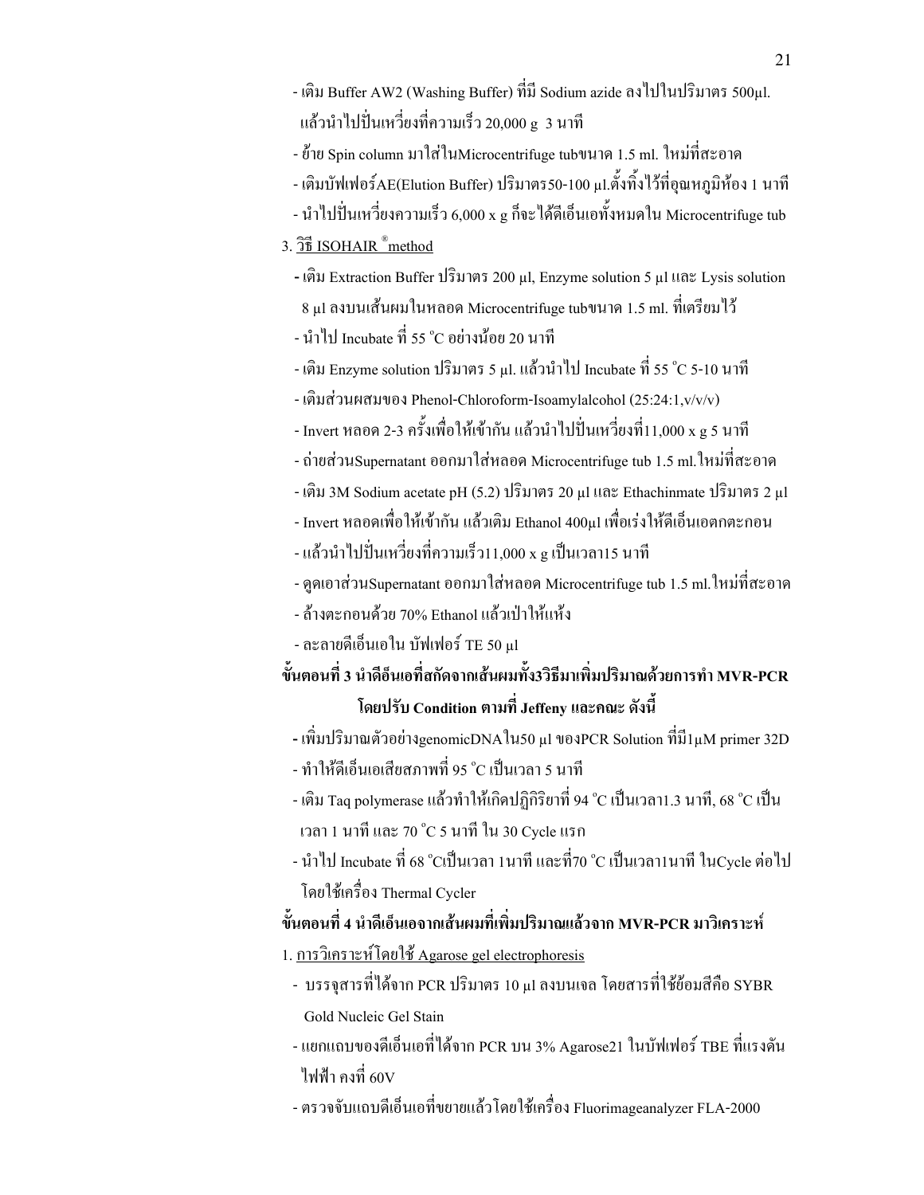- เติม Buffer AW2 (Washing Buffer) ที่มี Sodium azide ลงไปในปริมาตร 500µl. แล้วนำไปปั่นเหวี่ยงที่ความเร็ว 20,000 g 3 นาที
- ย้าย Spin column มาใส่ในMicrocentrifuge tubขนาด 1.5 ml. ใหม่ที่สะอาด
- เติมบัฟเฟอร์AE(Elution Buffer) ปริมาตร50-100 µl.ตั้งทิ้งไว้ที่อุณหภูมิห้อง 1 นาที
- นำไปปั่นเหวี่ยงความเร็ว 6,000 x g ก็จะได้ดีเอ็นเอทั้งหมดใน Microcentrifuge tub

3. <u>วิธี ISOHAIR ® method</u>

- เติม Extraction Buffer ปริมาตร 200 µl, Enzyme solution 5 µl และ Lysis solution 8 µl ลงบนเส้นผมในหลอด Microcentrifuge tubขนาด 1.5 ml. ที่เตรียมไว้
- นำไป Incubate ที่ 55 °C อย่างน้อย 20 นาที
- เติม Enzyme solution ปริมาตร 5 µl. แล้วนำไป Incubate ที่ 55 °C 5-10 นาที
- เติมส่วนผสมของ Phenol-Chloroform-Isoamylalcohol (25:24:1,v/v/v)
- Invert หลอด 2-3 ครั้งเพื่อให้เข้ากัน แล้วนำไปปั่นเหวี่ยงที่11,000 x g 5 นาที
- ถ่ายส่วนSupernatant ออกมาใส่หลอด Microcentrifuge tub 1.5 ml.ใหม่ที่สะอาด
- เติม 3M Sodium acetate pH (5.2) ปริมาตร 20 µl และ Ethachinmate ปริมาตร 2 µl
- Invert หลอดเพื่อให้เข้ากัน แล้วเติม Ethanol 400µl เพื่อเร่งให้ดีเอ็นเอตกตะกอน
- แล้วนำไปปั่นเหวี่ยงที่ความเร็ว11,000 x g เป็นเวลา15 นาที
- ดูดเอาส่วนSupernatant ออกมาใส่หลอด Microcentrifuge tub 1.5 ml.ใหม่ที่สะอาด
- ล้างตะกอนด้วย 70% Ethanol แล้วเป่าให้แห้ง
- ละลายดีเอ็นเอใน บัฟเฟอร์ TE 50 µl

**ขั้นตอนที่ 3 นำดีอ็นเอที่สกัดจากเส้นผมทั้ง3วิธีมาเพิ่มปริมาณด้วยการทำ MVR-PCR โดยปรับ Condition ตามที่ Jeffeny และคณะ ดังนี้**

- เพิ่มปริมาณตัวอย่างgenomicDNAใน50 µl ของPCR Solution ที่มี1µM primer 32D
- ทำให้ดีเอ็นเอเสียสภาพที่ 95 °C เป็นเวลา 5 นาที
- เติม Taq polymerase แล้วทำให้เกิดปฏิกิริยาที่ 94 °C เป็นเวลา1.3 นาที, 68 °C เป็นเวลา 1 นาที และ 70 °C 5 นาที ใน 30 Cycle แรก
- นำไป Incubate ที่ 68 °Cเป็นเวลา 1นาที และที่70 °C เป็นเวลา1นาที ในCycle ต่อไป โดยใช้เครื่อง Thermal Cycler

**ขั้นตอนที่ 4 นำดีเอ็นเอจากเส้นผมที่เพิ่มปริมาณแล้วจาก MVR-PCR มาวิเคราะห์**

1. <u>การวิเคราะห์โดยใช้ Agarose gel electrophoresis</u>

- บรรจุสารที่ได้จาก PCR ปริมาตร 10 µl ลงบนเจล โดยสารที่ใช้ย้อมสีคือ SYBR Gold Nucleic Gel Stain
- แยกแถบของดีเอ็นเอที่ได้จาก PCR บน 3% Agarose21 ในบัฟเฟอร์ TBE ที่แรงดันไฟฟ้า คงที่ 60V
- ตรวจจับแถบดีเอ็นเอที่ขยายแล้วโดยใช้เครื่อง Fluorimageanalyzer FLA-2000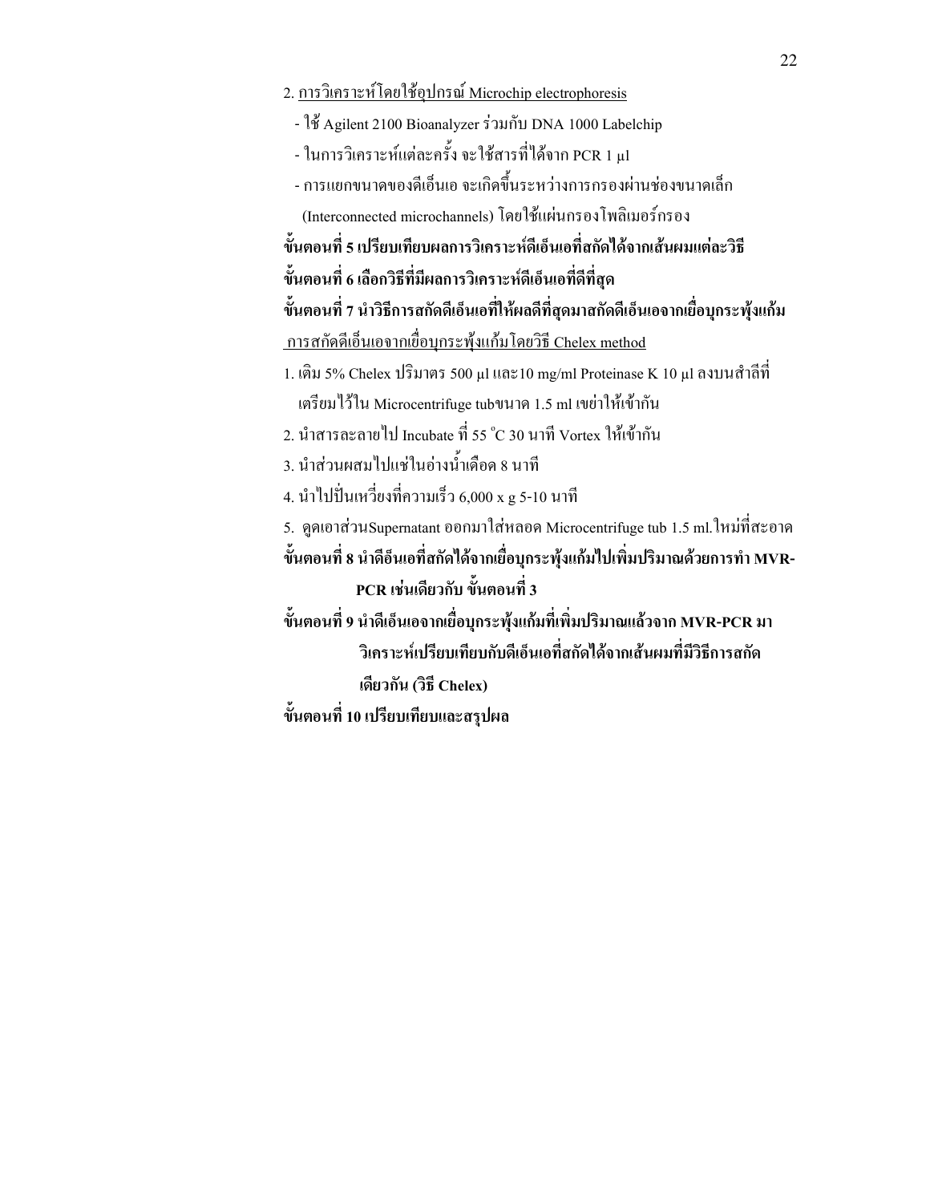2. <u>การวิเคราะห์โดยใช้อุปกรณ์ Microchip electrophoresis</u>

- ใช้ Agilent 2100 Bioanalyzer ร่วมกับ DNA 1000 Labelchip
- ในการวิเคราะห์แต่ละครั้ง จะใช้สารที่ได้จาก PCR 1 µl
- การแยกขนาดของดีเอ็นเอ จะเกิดขึ้นระหว่างการกรองผ่านช่องขนาดเล็ก (Interconnected microchannels) โดยใช้แผ่นกรองโพลิเมอร์กรอง

**ขั้นตอนที่ 5 เปรียบเทียบผลการวิเคราะห์ดีเอ็นเอที่สกัดได้จากเส้นผมแต่ละวิธี**

**ขั้นตอนที่ 6 เลือกวิธีที่มีผลการวิเคราะห์ดีเอ็นเอที่ดีที่สุด**

**ขั้นตอนที่ 7 นำวิธีการสกัดดีเอ็นเอที่ให้ผลดีที่สุดมาสกัดดีเอ็นเอจากเยื่อบุกระพุ้งแก้ม**

<u>การสกัดดีเอ็นเอจากเยื่อบุกระพุ้งแก้มโดยวิธี Chelex method</u>

1. เติม 5% Chelex ปริมาตร 500 µl และ10 mg/ml Proteinase K 10 µl ลงบนสำลีที่เตรียมไว้ใน Microcentrifuge tubขนาด 1.5 ml เขย่าให้เข้ากัน
2. นำสารละลายไป Incubate ที่ 55 °C 30 นาที Vortex ให้เข้ากัน
3. นำส่วนผสมไปแช่ในอ่างน้ำเดือด 8 นาที
4. นำไปปั่นเหวี่ยงที่ความเร็ว 6,000 x g 5-10 นาที
5. ดูดเอาส่วนSupernatant ออกมาใส่หลอด Microcentrifuge tub 1.5 ml.ใหม่ที่สะอาด

**ขั้นตอนที่ 8 นำดีอ็นเอที่สกัดได้จากเยื่อบุกระพุ้งแก้มไปเพิ่มปริมาณด้วยการทำ MVR-PCR เช่นเดียวกับ ขั้นตอนที่ 3**

**ขั้นตอนที่ 9 นำดีเอ็นเอจากเยื่อบุกระพุ้งแก้มที่เพิ่มปริมาณแล้วจาก MVR-PCR มาวิเคราะห์เปรียบเทียบกับดีเอ็นเอที่สกัดได้จากเส้นผมที่มีวิธีการสกัดเดียวกัน (วิธี Chelex)**

**ขั้นตอนที่ 10 เปรียบเทียบและสรุปผล**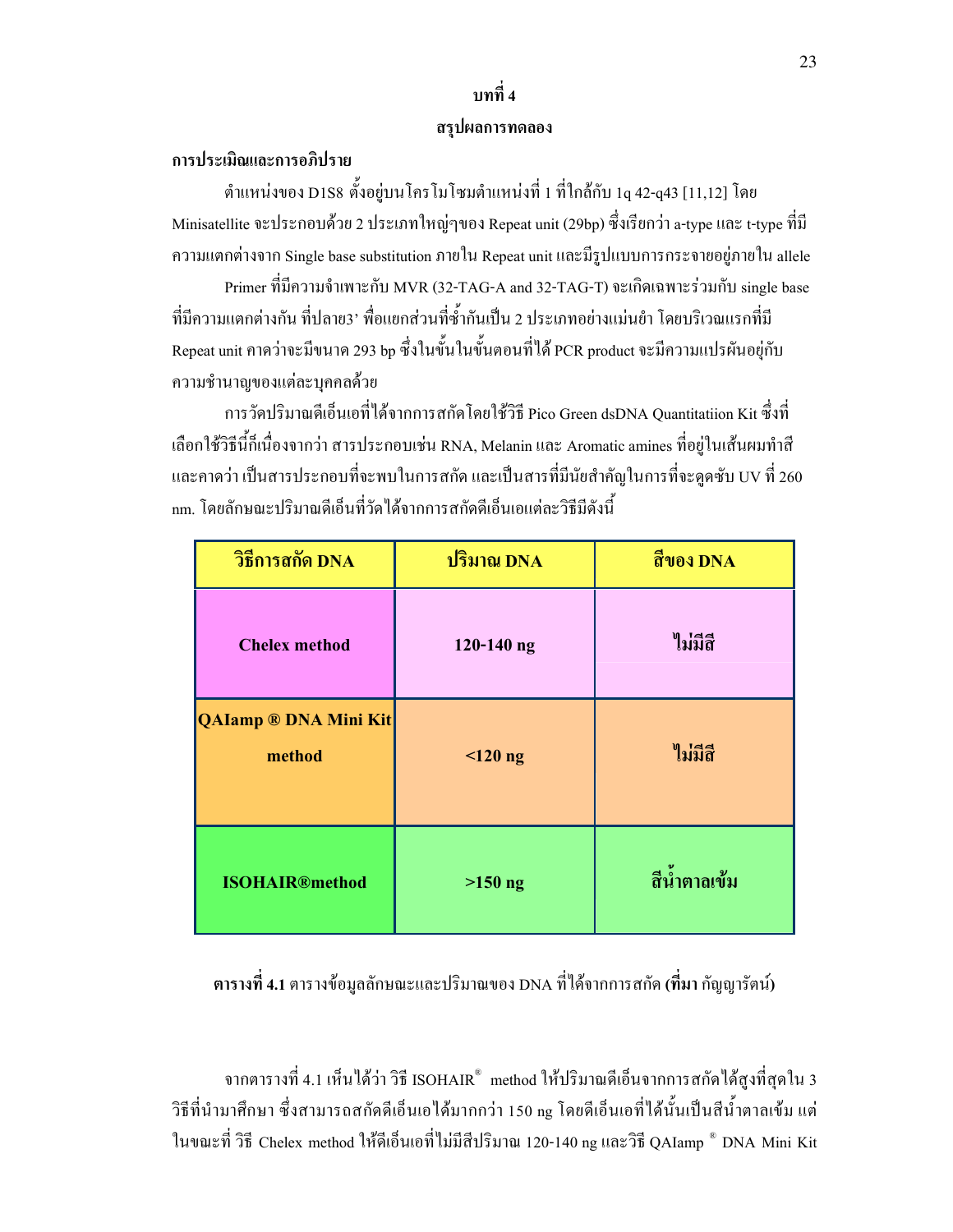# บทที่ 4

## สรุปผลการทดลอง

### การประเมิณและการอภิปราย

ตำแหน่งของ D1S8 ตั้งอยู่บนโครโมโซมตำแหน่งที่ 1 ที่ใกล้กับ 1q 42-q43 [11,12] โดย Minisatellite จะประกอบด้วย 2 ประเภทใหญ่ๆของ Repeat unit (29bp) ซึ่งเรียกว่า a-type และ t-type ที่มีความแตกต่างจาก Single base substitution ภายใน Repeat unit และมีรูปแบบการกระจายอยู่ภายใน allele

Primer ที่มีความจำเพาะกับ MVR (32-TAG-A and 32-TAG-T) จะเกิดเฉพาะร่วมกับ single base ที่มีความแตกต่างกัน ที่ปลาย3' เพื่อแยกส่วนที่ซ้ำกันเป็น 2 ประเภทอย่างแม่นยำ โดยบริเวณแรกที่มี Repeat unit คาดว่าจะมีขนาด 293 bp ซึ่งในขั้นในขั้นตอนที่ได้ PCR product จะมีความแปรผันอยู่กับความชำนาญของแต่ละบุคคลด้วย

การวัดปริมาณดีเอ็นเอที่ได้จากการสกัดโดยใช้วิธี Pico Green dsDNA Quantitatiion Kit ซึ่งที่เลือกใช้วิธีนี้ก็เนื่องจากว่า สารประกอบเช่น RNA, Melanin และ Aromatic amines ที่อยู่ในเส้นผมทำสีและคาดว่า เป็นสารประกอบที่จะพบในการสกัด และเป็นสารที่มีนัยสำคัญในการที่จะดูดซับ UV ที่ 260 nm. โดยลักษณะปริมาณดีเอ็นที่วัดได้จากการสกัดดีเอ็นเอแต่ละวิธีมีดังนี้

| วิธีการสกัด DNA | ปริมาณ DNA | สีของ DNA |
|---|---|---|
| Chelex method | 120-140 ng | ไม่มีสี |
| QAIamp ® DNA Mini Kit method | <120 ng | ไม่มีสี |
| ISOHAIR®method | >150 ng | สีน้ำตาลเข้ม |

**ตารางที่ 4.1** ตารางข้อมูลลักษณะและปริมาณของ DNA ที่ได้จากการสกัด **(ที่มา** กัญญารัตน์**)**

จากตารางที่ 4.1 เห็นได้ว่า วิธี ISOHAIR® method ให้ปริมาณดีเอ็นจากการสกัดได้สูงที่สุดใน 3 วิธีที่นำมาศึกษา ซึ่งสามารถสกัดดีเอ็นเอได้มากกว่า 150 ng โดยดีเอ็นเอที่ได้นั้นเป็นสีน้ำตาลเข้ม แต่ในขณะที่ วิธี Chelex method ให้ดีเอ็นเอที่ไม่มีสีปริมาณ 120-140 ng และวิธี QAIamp ® DNA Mini Kit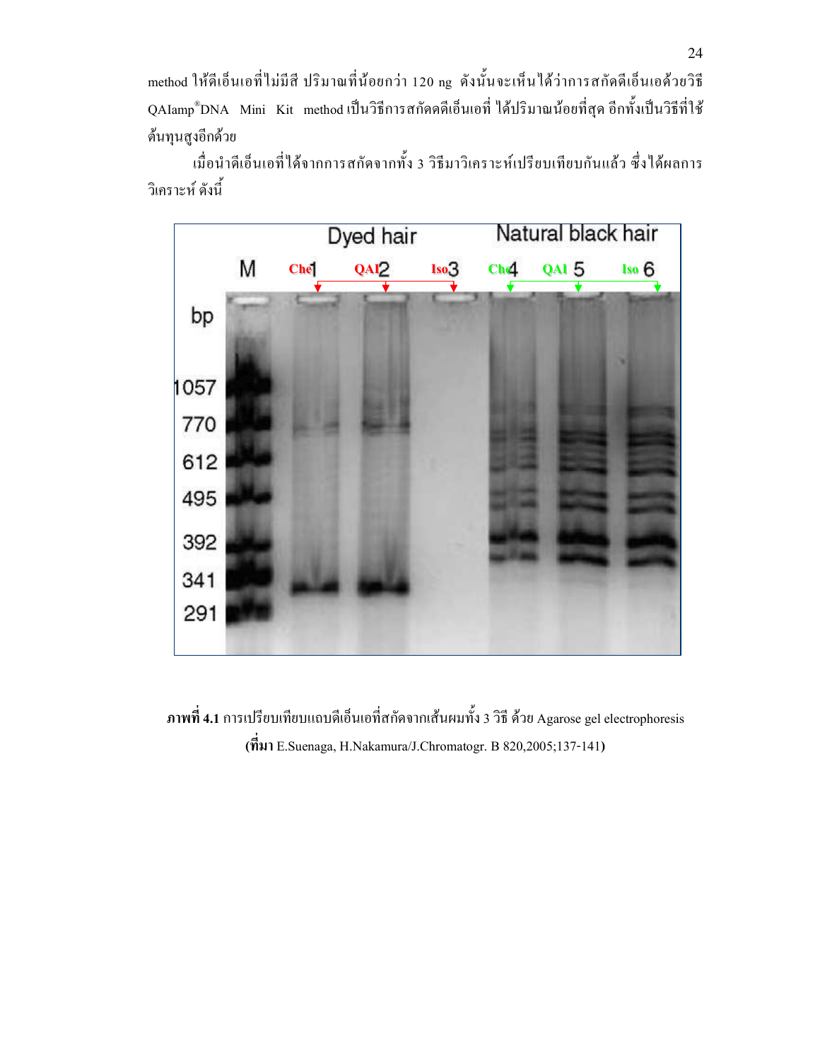method ให้ดีเอ็นเอที่ไม่มีสี ปริมาณที่น้อยกว่า 120 ng ดังนั้นจะเห็นได้ว่าการสกัดดีเอ็นเอด้วยวิธี QAIamp®DNA Mini Kit method เป็นวิธีการสกัดดีเอ็นเอที่ ได้ปริมาณน้อยที่สุด อีกทั้งเป็นวิธีที่ใช้ต้นทุนสูงอีกด้วย

เมื่อนำดีเอ็นเอที่ได้จากการสกัดจากทั้ง 3 วิธีมาวิเคราะห์เปรียบเทียบกันแล้ว ซึ่งได้ผลการวิเคราะห์ ดังนี้

**ภาพที่ 4.1** การเปรียบเทียบแถบดีเอ็นเอที่สกัดจากเส้นผมทั้ง 3 วิธี ด้วย Agarose gel electrophoresis
**(ที่มา** E.Suenaga, H.Nakamura/J.Chromatogr. B 820,2005;137-141**)**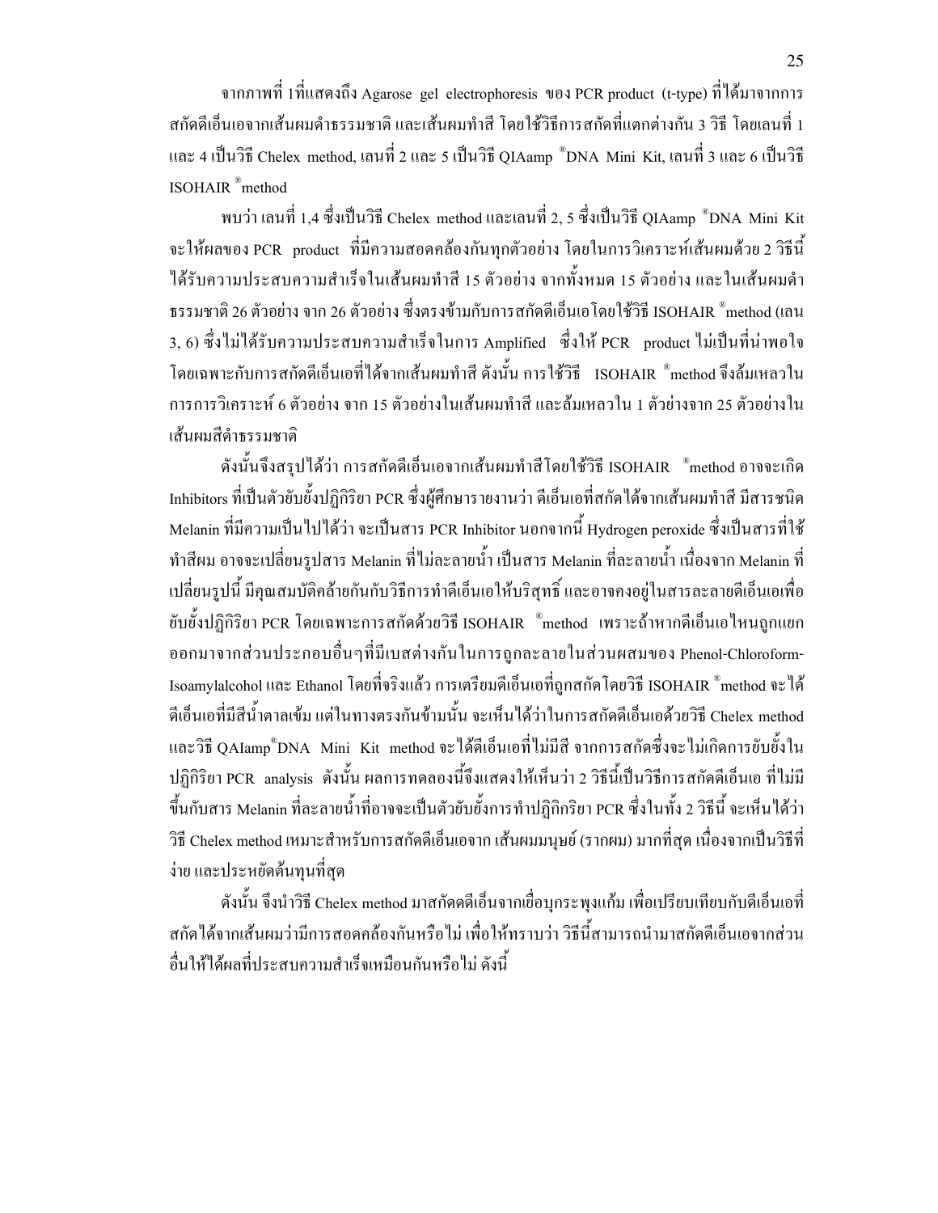จากภาพที่ 1ที่แสดงถึง Agarose gel electrophoresis ของ PCR product (t-type) ที่ได้มาจากการสกัดดีเอ็นเอจากเส้นผมดำธรรมชาติ และเส้นผมทำสี โดยใช้วิธีการสกัดที่แตกต่างกัน 3 วิธี โดยเลนที่ 1 และ 4 เป็นวิธี Chelex method, เลนที่ 2 และ 5 เป็นวิธี QIAamp ®DNA Mini Kit, เลนที่ 3 และ 6 เป็นวิธี ISOHAIR ®method

พบว่า เลนที่ 1,4 ซึ่งเป็นวิธี Chelex method และเลนที่ 2, 5 ซึ่งเป็นวิธี QIAamp ®DNA Mini Kit จะให้ผลของ PCR product ที่มีความสอดคล้องกันทุกตัวอย่าง โดยในการวิเคราะห์เส้นผมด้วย 2 วิธีนี้ได้รับความประสบความสำเร็จในเส้นผมทำสี 15 ตัวอย่าง จากทั้งหมด 15 ตัวอย่าง และในเส้นผมดำธรรมชาติ 26 ตัวอย่าง จาก 26 ตัวอย่าง ซึ่งตรงข้ามกับการสกัดดีเอ็นเอโดยใช้วิธี ISOHAIR ®method (เลน 3, 6) ซึ่งไม่ได้รับความประสบความสำเร็จในการ Amplified ซึ่งให้ PCR product ไม่เป็นที่น่าพอใจโดยเฉพาะกับการสกัดดีเอ็นเอที่ได้จากเส้นผมทำสี ดังนั้น การใช้วิธี ISOHAIR ®method จึงล้มเหลวในการการวิเคราะห์ 6 ตัวอย่าง จาก 15 ตัวอย่างในเส้นผมทำสี และล้มเหลวใน 1 ตัวอย่างจาก 25 ตัวอย่างในเส้นผมสีดำธรรมชาติ

ดังนั้นจึงสรุปได้ว่า การสกัดดีเอ็นเอจากเส้นผมทำสีโดยใช้วิธี ISOHAIR ®method อาจจะเกิด Inhibitors ที่เป็นตัวยับยั้งปฏิกิริยา PCR ซึ่งผู้ศึกษารายงานว่า ดีเอ็นเอที่สกัดได้จากเส้นผมทำสี มีสารชนิด Melanin ที่มีความเป็นไปได้ว่า จะเป็นสาร PCR Inhibitor นอกจากนี้ Hydrogen peroxide ซึ่งเป็นสารที่ใช้ทำสีผม อาจจะเปลี่ยนรูปสาร Melanin ที่ไม่ละลายน้ำ เป็นสาร Melanin ที่ละลายน้ำ เนื่องจาก Melanin ที่เปลี่ยนรูปนี้ มีคุณสมบัติคล้ายกันกับวิธีการทำดีเอ็นเอให้บริสุทธิ์ และอาจคงอยู่ในสารละลายดีเอ็นเอเพื่อยับยั้งปฏิกิริยา PCR โดยเฉพาะการสกัดด้วยวิธี ISOHAIR ®method เพราะถ้าหากดีเอ็นเอไหนถูกแยกออกมาจากส่วนประกอบอื่นๆที่มีเบสต่างกันในการถูกละลายในส่วนผสมของ Phenol-Chloroform-Isoamylalcohol และ Ethanol โดยที่จริงแล้ว การเตรียมดีเอ็นเอที่ถูกสกัดโดยวิธี ISOHAIR ®method จะได้ดีเอ็นเอที่มีสีน้ำตาลเข้ม แต่ในทางตรงกันข้ามนั้น จะเห็นได้ว่าในการสกัดดีเอ็นเอด้วยวิธี Chelex method และวิธี QAIamp®DNA Mini Kit method จะได้ดีเอ็นเอที่ไม่มีสี จากการสกัดซึ่งจะไม่เกิดการยับยั้งในปฏิกิริยา PCR analysis ดังนั้น ผลการทดลองนี้จึงแสดงให้เห็นว่า 2 วิธีนี้เป็นวิธีการสกัดดีเอ็นเอ ที่ไม่มีขึ้นกับสาร Melanin ที่ละลายน้ำที่อาจจะเป็นตัวยับยั้งการทำปฏิกิกิริยา PCR ซึ่งในทั้ง 2 วิธีนี้ จะเห็นได้ว่าวิธี Chelex method เหมาะสำหรับการสกัดดีเอ็นเอจาก เส้นผมมนุษย์ (รากผม) มากที่สุด เนื่องจากเป็นวิธีที่ง่าย และประหยัดต้นทุนที่สุด

ดังนั้น จึงนำวิธี Chelex method มาสกัดดีเอ็นจากเยื่อบุกระพุงแก้ม เพื่อเปรียบเทียบกับดีเอ็นเอที่สกัดได้จากเส้นผมว่ามีการสอดคล้องกันหรือไม่ เพื่อให้ทราบว่า วิธีนี้สามารถนำมาสกัดดีเอ็นเอจากส่วนอื่นให้ได้ผลที่ประสบความสำเร็จเหมือนกันหรือไม่ ดังนี้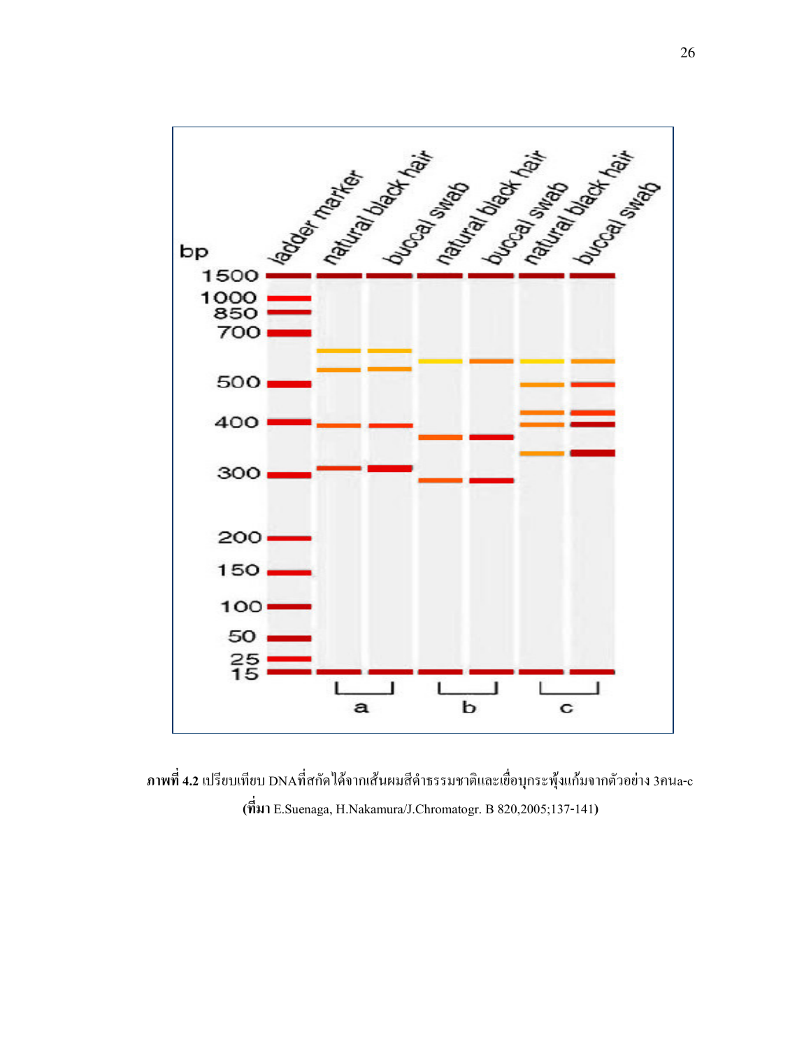**ภาพที่ 4.2** เปรียบเทียบ DNAที่สกัดได้จากเส้นผมสีดำธรรมชาติและเยื่อบุกระพุ้งแก้มจากตัวอย่าง 3คนa-c

**(ที่มา** E.Suenaga, H.Nakamura/J.Chromatogr. B 820,2005;137-141**)**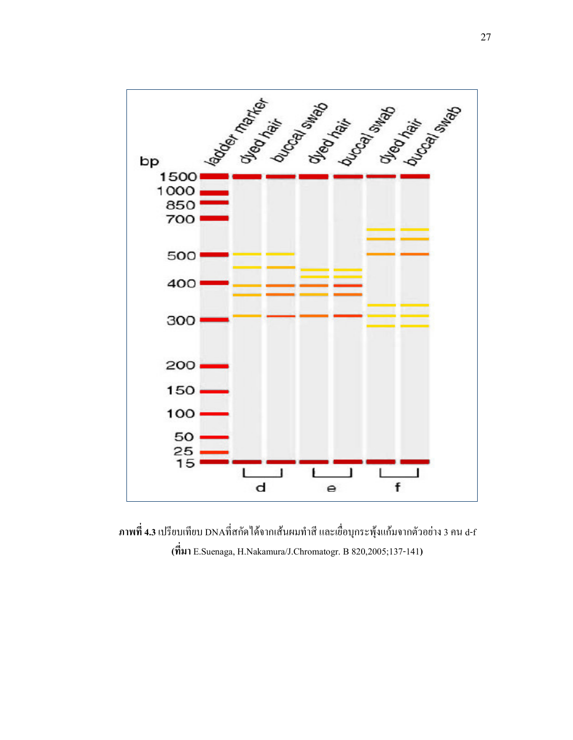**ภาพที่ 4.3** เปรียบเทียบ DNAที่สกัดได้จากเส้นผมทำสี และเยื่อบุกระพุ้งแก้มจากตัวอย่าง 3 คน d-f

**(ที่มา** E.Suenaga, H.Nakamura/J.Chromatogr. B 820,2005;137-141**)**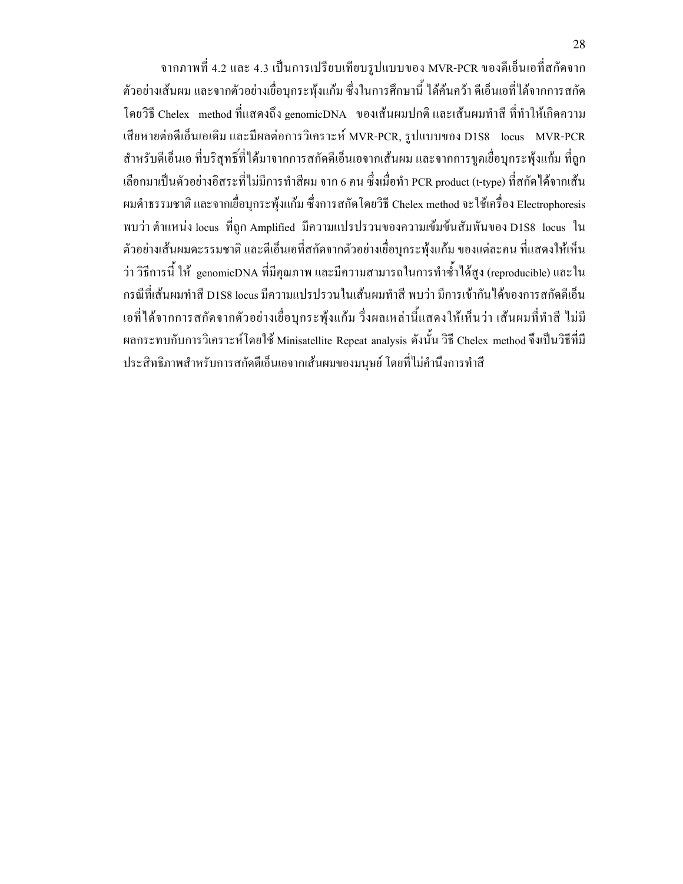จากภาพที่ 4.2 และ 4.3 เป็นการเปรียบเทียบรูปแบบของ MVR-PCR ของดีเอ็นเอที่สกัดจากตัวอย่างเส้นผม และจากตัวอย่างเยื่อบุกระพุ้งแก้ม ซึ่งในการศึกษานี้ ได้ค้นคว้า ดีเอ็นเอที่ได้จากการสกัดโดยวิธี Chelex method ที่แสดงถึง genomicDNA ของเส้นผมปกติ และเส้นผมทำสี ที่ทำให้เกิดความเสียหายต่อดีเอ็นเอเดิม และมีผลต่อการวิเคราะห์ MVR-PCR, รูปแบบของ D1S8 locus MVR-PCR สำหรับดีเอ็นเอ ที่บริสุทธิ์ที่ได้มาจากการสกัดดีเอ็นเอจากเส้นผม และจากการขูดเยื่อบุกระพุ้งแก้ม ที่ถูกเลือกมาเป็นตัวอย่างอิสระที่ไม่มีการทำสีผม จาก 6 คน ซึ่งเมื่อทำ PCR product (t-type) ที่สกัดได้จากเส้นผมดำธรรมชาติ และจากเยื่อบุกระพุ้งแก้ม ซึ่งการสกัดโดยวิธี Chelex method จะใช้เครื่อง Electrophoresis พบว่า ตำแหน่ง locus ที่ถูก Amplified มีความแปรปรวนของความเข้มข้นสัมพันของ D1S8 locus ในตัวอย่างเส้นผมดะธรรมชาติ และดีเอ็นเอที่สกัดจากตัวอย่างเยื่อบุกระพุ้งแก้ม ของแต่ละคน ที่แสดงให้เห็นว่า วิธีการนี้ ให้ genomicDNA ที่มีคุณภาพ และมีความสามารถในการทำซ้ำได้สูง (reproducible) และในกรณีที่เส้นผมทำสี D1S8 locus มีความแปรปรวนในเส้นผมทำสี พบว่า มีการเข้ากันได้ของการสกัดดีเอ็นเอที่ได้จากการสกัดจากตัวอย่างเยื่อบุกระพุ้งแก้ม วึ่งผลเหล่านี้แสดงให้เห็นว่า เส้นผมที่ทำสี ไม่มีผลกระทบกับการวิเคราะห์โดยใช้ Minisatellite Repeat analysis ดังนั้น วิธี Chelex method จึงเป็นวิธีที่มีประสิทธิภาพสำหรับการสกัดดีเอ็นเอจากเส้นผมของมนุษย์ โดยที่ไม่คำนึงการทำสี